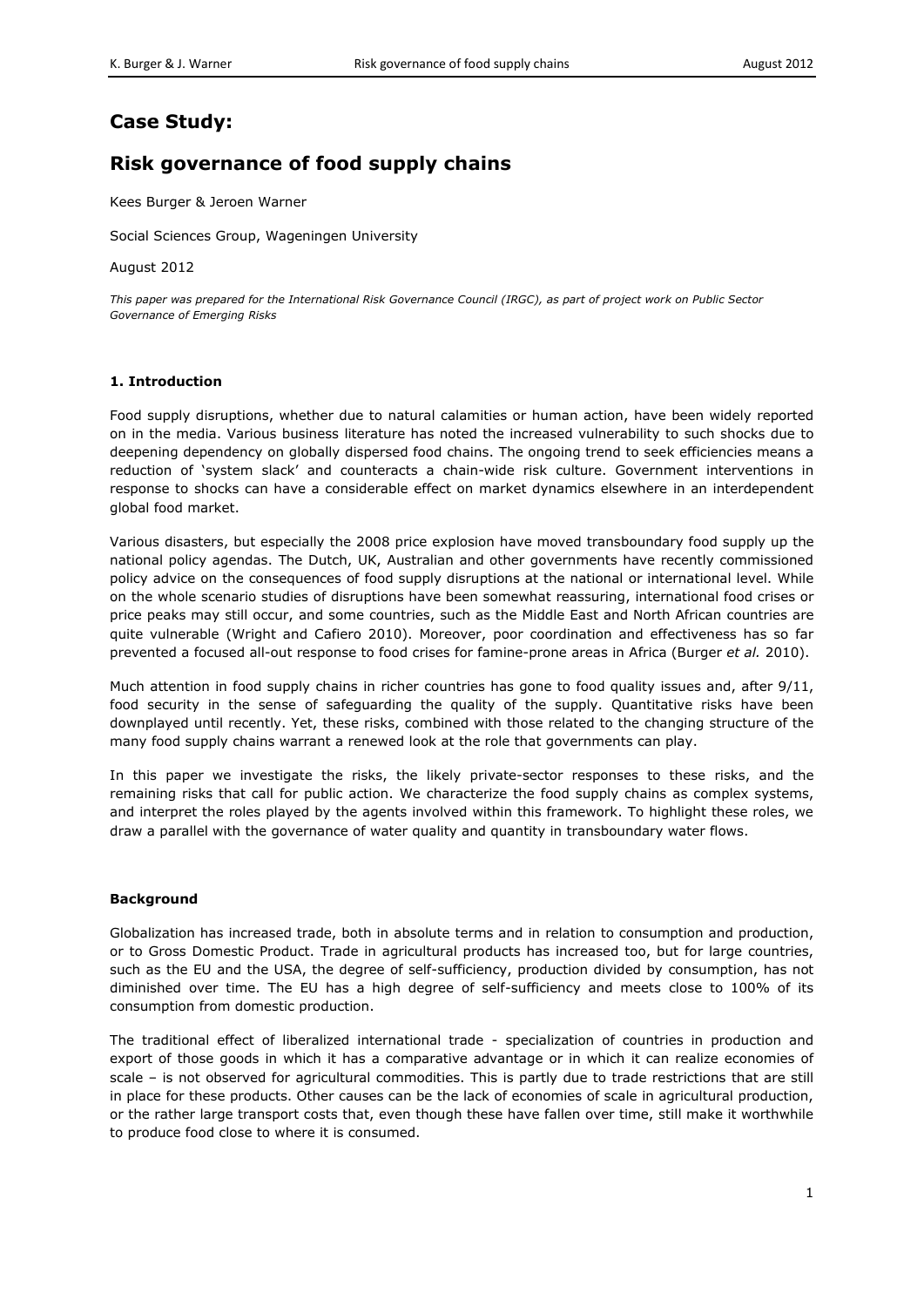# Case Study:

# Risk governance of food supply chains

Kees Burger & Jeroen Warner

Social Sciences Group, Wageningen University

August 2012

*This paper was prepared for the International Risk Governance Council (IRGC), as part of project work on Public Sector Governance of Emerging Risks*

## 1. Introduction

Food supply disruptions, whether due to natural calamities or human action, have been widely reported on in the media. Various business literature has noted the increased vulnerability to such shocks due to deepening dependency on globally dispersed food chains. The ongoing trend to seek efficiencies means a reduction of 'system slack' and counteracts a chain-wide risk culture. Government interventions in response to shocks can have a considerable effect on market dynamics elsewhere in an interdependent global food market.

Various disasters, but especially the 2008 price explosion have moved transboundary food supply up the national policy agendas. The Dutch, UK, Australian and other governments have recently commissioned policy advice on the consequences of food supply disruptions at the national or international level. While on the whole scenario studies of disruptions have been somewhat reassuring, international food crises or price peaks may still occur, and some countries, such as the Middle East and North African countries are quite vulnerable (Wright and Cafiero 2010). Moreover, poor coordination and effectiveness has so far prevented a focused all-out response to food crises for famine-prone areas in Africa (Burger *et al.* 2010).

Much attention in food supply chains in richer countries has gone to food quality issues and, after 9/11, food security in the sense of safeguarding the quality of the supply. Quantitative risks have been downplayed until recently. Yet, these risks, combined with those related to the changing structure of the many food supply chains warrant a renewed look at the role that governments can play.

In this paper we investigate the risks, the likely private-sector responses to these risks, and the remaining risks that call for public action. We characterize the food supply chains as complex systems, and interpret the roles played by the agents involved within this framework. To highlight these roles, we draw a parallel with the governance of water quality and quantity in transboundary water flows.

### Background

Globalization has increased trade, both in absolute terms and in relation to consumption and production, or to Gross Domestic Product. Trade in agricultural products has increased too, but for large countries, such as the EU and the USA, the degree of self-sufficiency, production divided by consumption, has not diminished over time. The EU has a high degree of self-sufficiency and meets close to 100% of its consumption from domestic production.

The traditional effect of liberalized international trade - specialization of countries in production and export of those goods in which it has a comparative advantage or in which it can realize economies of scale – is not observed for agricultural commodities. This is partly due to trade restrictions that are still in place for these products. Other causes can be the lack of economies of scale in agricultural production, or the rather large transport costs that, even though these have fallen over time, still make it worthwhile to produce food close to where it is consumed.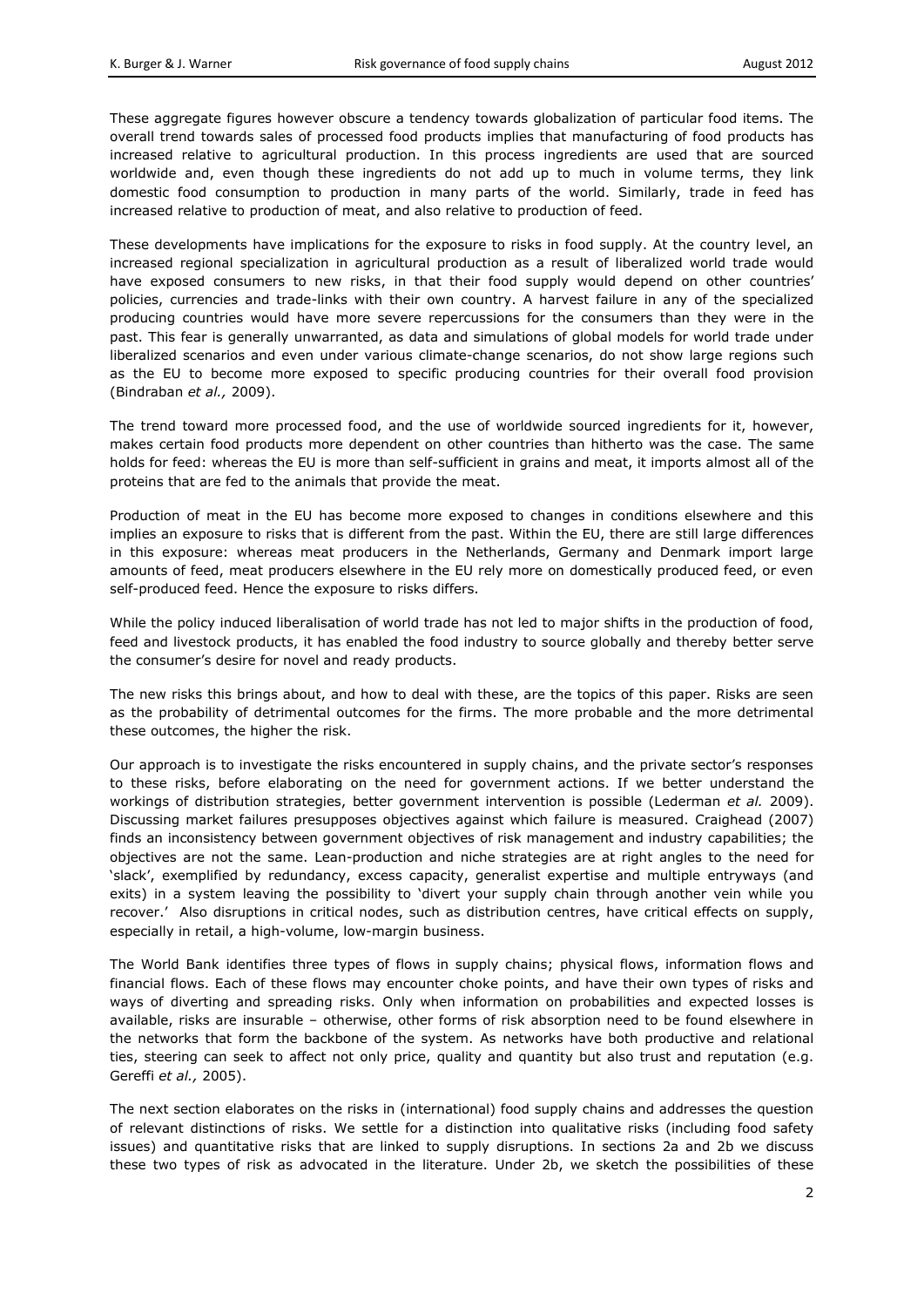These aggregate figures however obscure a tendency towards globalization of particular food items. The overall trend towards sales of processed food products implies that manufacturing of food products has increased relative to agricultural production. In this process ingredients are used that are sourced worldwide and, even though these ingredients do not add up to much in volume terms, they link domestic food consumption to production in many parts of the world. Similarly, trade in feed has increased relative to production of meat, and also relative to production of feed.

These developments have implications for the exposure to risks in food supply. At the country level, an increased regional specialization in agricultural production as a result of liberalized world trade would have exposed consumers to new risks, in that their food supply would depend on other countries' policies, currencies and trade-links with their own country. A harvest failure in any of the specialized producing countries would have more severe repercussions for the consumers than they were in the past. This fear is generally unwarranted, as data and simulations of global models for world trade under liberalized scenarios and even under various climate-change scenarios, do not show large regions such as the EU to become more exposed to specific producing countries for their overall food provision (Bindraban *et al.,* 2009).

The trend toward more processed food, and the use of worldwide sourced ingredients for it, however, makes certain food products more dependent on other countries than hitherto was the case. The same holds for feed: whereas the EU is more than self-sufficient in grains and meat, it imports almost all of the proteins that are fed to the animals that provide the meat.

Production of meat in the EU has become more exposed to changes in conditions elsewhere and this implies an exposure to risks that is different from the past. Within the EU, there are still large differences in this exposure: whereas meat producers in the Netherlands, Germany and Denmark import large amounts of feed, meat producers elsewhere in the EU rely more on domestically produced feed, or even self-produced feed. Hence the exposure to risks differs.

While the policy induced liberalisation of world trade has not led to major shifts in the production of food, feed and livestock products, it has enabled the food industry to source globally and thereby better serve the consumer's desire for novel and ready products.

The new risks this brings about, and how to deal with these, are the topics of this paper. Risks are seen as the probability of detrimental outcomes for the firms. The more probable and the more detrimental these outcomes, the higher the risk.

Our approach is to investigate the risks encountered in supply chains, and the private sector's responses to these risks, before elaborating on the need for government actions. If we better understand the workings of distribution strategies, better government intervention is possible (Lederman *et al.* 2009). Discussing market failures presupposes objectives against which failure is measured. Craighead (2007) finds an inconsistency between government objectives of risk management and industry capabilities; the objectives are not the same. Lean-production and niche strategies are at right angles to the need for 'slack', exemplified by redundancy, excess capacity, generalist expertise and multiple entryways (and exits) in a system leaving the possibility to 'divert your supply chain through another vein while you recover.' Also disruptions in critical nodes, such as distribution centres, have critical effects on supply, especially in retail, a high-volume, low-margin business.

The World Bank identifies three types of flows in supply chains; physical flows, information flows and financial flows. Each of these flows may encounter choke points, and have their own types of risks and ways of diverting and spreading risks. Only when information on probabilities and expected losses is available, risks are insurable – otherwise, other forms of risk absorption need to be found elsewhere in the networks that form the backbone of the system. As networks have both productive and relational ties, steering can seek to affect not only price, quality and quantity but also trust and reputation (e.g. Gereffi *et al.,* 2005).

The next section elaborates on the risks in (international) food supply chains and addresses the question of relevant distinctions of risks. We settle for a distinction into qualitative risks (including food safety issues) and quantitative risks that are linked to supply disruptions. In sections 2a and 2b we discuss these two types of risk as advocated in the literature. Under 2b, we sketch the possibilities of these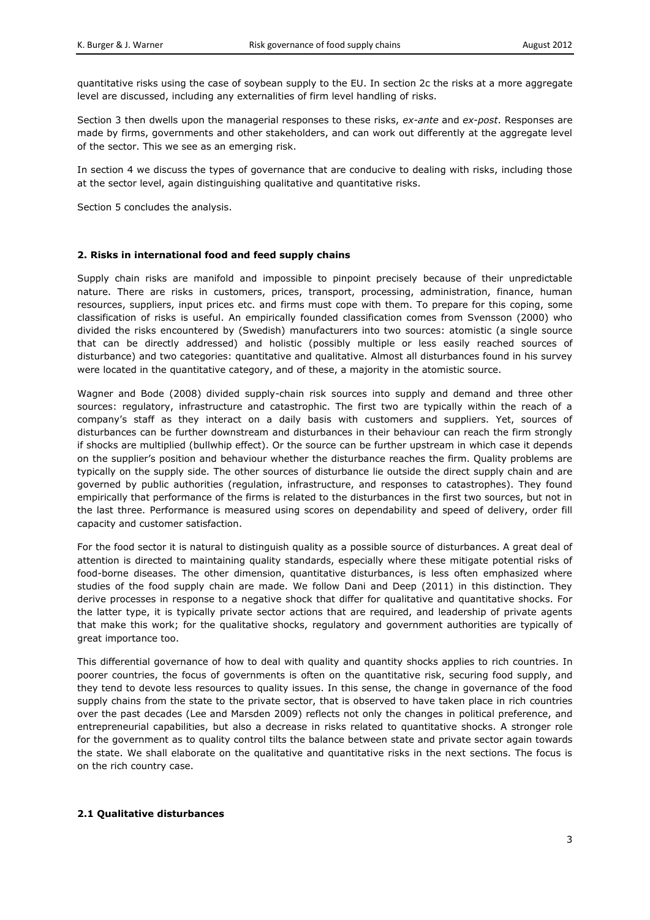quantitative risks using the case of soybean supply to the EU. In section 2c the risks at a more aggregate level are discussed, including any externalities of firm level handling of risks.

Section 3 then dwells upon the managerial responses to these risks, *ex-ante* and *ex-post*. Responses are made by firms, governments and other stakeholders, and can work out differently at the aggregate level of the sector. This we see as an emerging risk.

In section 4 we discuss the types of governance that are conducive to dealing with risks, including those at the sector level, again distinguishing qualitative and quantitative risks.

Section 5 concludes the analysis.

## 2. Risks in international food and feed supply chains

Supply chain risks are manifold and impossible to pinpoint precisely because of their unpredictable nature. There are risks in customers, prices, transport, processing, administration, finance, human resources, suppliers, input prices etc. and firms must cope with them. To prepare for this coping, some classification of risks is useful. An empirically founded classification comes from Svensson (2000) who divided the risks encountered by (Swedish) manufacturers into two sources: atomistic (a single source that can be directly addressed) and holistic (possibly multiple or less easily reached sources of disturbance) and two categories: quantitative and qualitative. Almost all disturbances found in his survey were located in the quantitative category, and of these, a majority in the atomistic source.

Wagner and Bode (2008) divided supply-chain risk sources into supply and demand and three other sources: regulatory, infrastructure and catastrophic. The first two are typically within the reach of a company's staff as they interact on a daily basis with customers and suppliers. Yet, sources of disturbances can be further downstream and disturbances in their behaviour can reach the firm strongly if shocks are multiplied (bullwhip effect). Or the source can be further upstream in which case it depends on the supplier's position and behaviour whether the disturbance reaches the firm. Quality problems are typically on the supply side. The other sources of disturbance lie outside the direct supply chain and are governed by public authorities (regulation, infrastructure, and responses to catastrophes). They found empirically that performance of the firms is related to the disturbances in the first two sources, but not in the last three. Performance is measured using scores on dependability and speed of delivery, order fill capacity and customer satisfaction.

For the food sector it is natural to distinguish quality as a possible source of disturbances. A great deal of attention is directed to maintaining quality standards, especially where these mitigate potential risks of food-borne diseases. The other dimension, quantitative disturbances, is less often emphasized where studies of the food supply chain are made. We follow Dani and Deep (2011) in this distinction. They derive processes in response to a negative shock that differ for qualitative and quantitative shocks. For the latter type, it is typically private sector actions that are required, and leadership of private agents that make this work; for the qualitative shocks, regulatory and government authorities are typically of great importance too.

This differential governance of how to deal with quality and quantity shocks applies to rich countries. In poorer countries, the focus of governments is often on the quantitative risk, securing food supply, and they tend to devote less resources to quality issues. In this sense, the change in governance of the food supply chains from the state to the private sector, that is observed to have taken place in rich countries over the past decades (Lee and Marsden 2009) reflects not only the changes in political preference, and entrepreneurial capabilities, but also a decrease in risks related to quantitative shocks. A stronger role for the government as to quality control tilts the balance between state and private sector again towards the state. We shall elaborate on the qualitative and quantitative risks in the next sections. The focus is on the rich country case.

### 2.1 Qualitative disturbances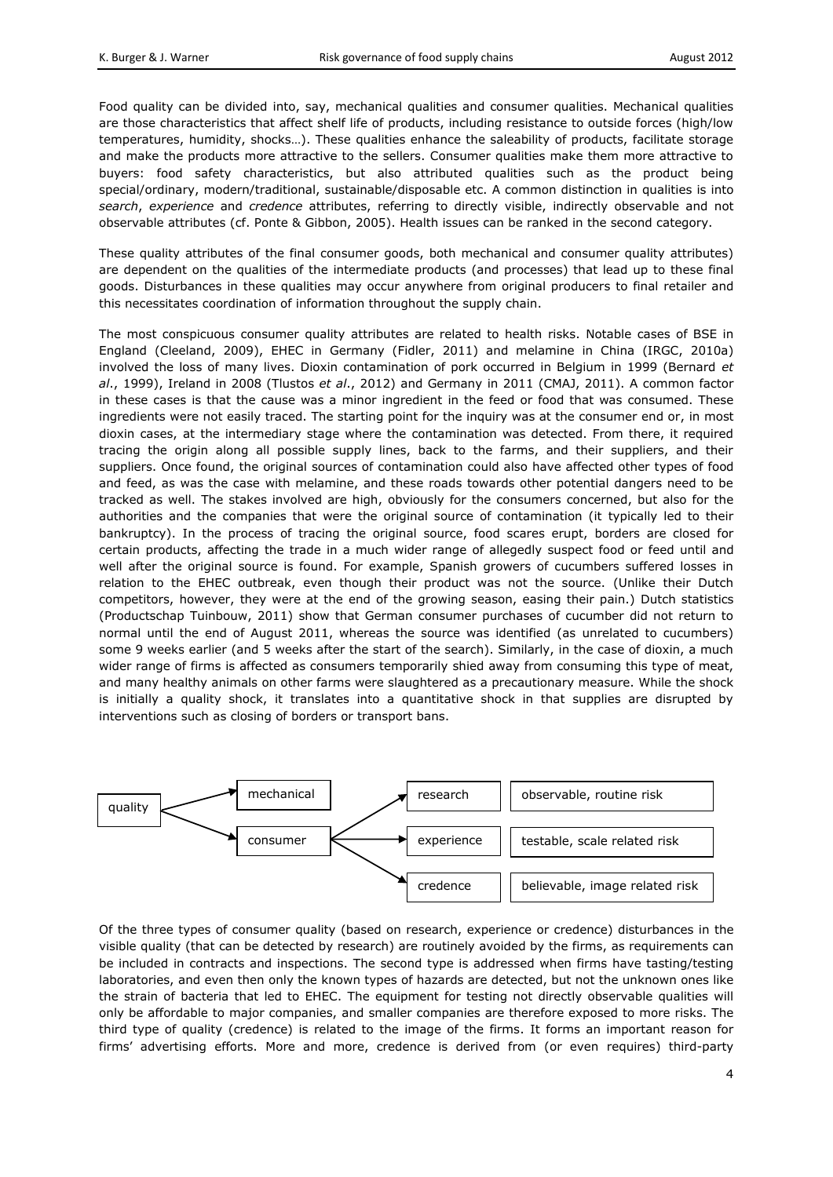Food quality can be divided into, say, mechanical qualities and consumer qualities. Mechanical qualities are those characteristics that affect shelf life of products, including resistance to outside forces (high/low temperatures, humidity, shocks…). These qualities enhance the saleability of products, facilitate storage and make the products more attractive to the sellers. Consumer qualities make them more attractive to buyers: food safety characteristics, but also attributed qualities such as the product being special/ordinary, modern/traditional, sustainable/disposable etc. A common distinction in qualities is into *search*, *experience* and *credence* attributes, referring to directly visible, indirectly observable and not observable attributes (cf. Ponte & Gibbon, 2005). Health issues can be ranked in the second category.

These quality attributes of the final consumer goods, both mechanical and consumer quality attributes) are dependent on the qualities of the intermediate products (and processes) that lead up to these final goods. Disturbances in these qualities may occur anywhere from original producers to final retailer and this necessitates coordination of information throughout the supply chain.

The most conspicuous consumer quality attributes are related to health risks. Notable cases of BSE in England (Cleeland, 2009), EHEC in Germany (Fidler, 2011) and melamine in China (IRGC, 2010a) involved the loss of many lives. Dioxin contamination of pork occurred in Belgium in 1999 (Bernard *et al*., 1999), Ireland in 2008 (Tlustos *et al*., 2012) and Germany in 2011 (CMAJ, 2011). A common factor in these cases is that the cause was a minor ingredient in the feed or food that was consumed. These ingredients were not easily traced. The starting point for the inquiry was at the consumer end or, in most dioxin cases, at the intermediary stage where the contamination was detected. From there, it required tracing the origin along all possible supply lines, back to the farms, and their suppliers, and their suppliers. Once found, the original sources of contamination could also have affected other types of food and feed, as was the case with melamine, and these roads towards other potential dangers need to be tracked as well. The stakes involved are high, obviously for the consumers concerned, but also for the authorities and the companies that were the original source of contamination (it typically led to their bankruptcy). In the process of tracing the original source, food scares erupt, borders are closed for certain products, affecting the trade in a much wider range of allegedly suspect food or feed until and well after the original source is found. For example, Spanish growers of cucumbers suffered losses in relation to the EHEC outbreak, even though their product was not the source. (Unlike their Dutch competitors, however, they were at the end of the growing season, easing their pain.) Dutch statistics (Productschap Tuinbouw, 2011) show that German consumer purchases of cucumber did not return to normal until the end of August 2011, whereas the source was identified (as unrelated to cucumbers) some 9 weeks earlier (and 5 weeks after the start of the search). Similarly, in the case of dioxin, a much wider range of firms is affected as consumers temporarily shied away from consuming this type of meat, and many healthy animals on other farms were slaughtered as a precautionary measure. While the shock is initially a quality shock, it translates into a quantitative shock in that supplies are disrupted by interventions such as closing of borders or transport bans.

| | | | |
|---|---|---|---|
| quality | mechanical | | |
| | consumer | research | observable, routine risk |
| | | experience | testable, scale related risk |
| | | credence | believable, image related risk |

Of the three types of consumer quality (based on research, experience or credence) disturbances in the visible quality (that can be detected by research) are routinely avoided by the firms, as requirements can be included in contracts and inspections. The second type is addressed when firms have tasting/testing laboratories, and even then only the known types of hazards are detected, but not the unknown ones like the strain of bacteria that led to EHEC. The equipment for testing not directly observable qualities will only be affordable to major companies, and smaller companies are therefore exposed to more risks. The third type of quality (credence) is related to the image of the firms. It forms an important reason for firms' advertising efforts. More and more, credence is derived from (or even requires) third-party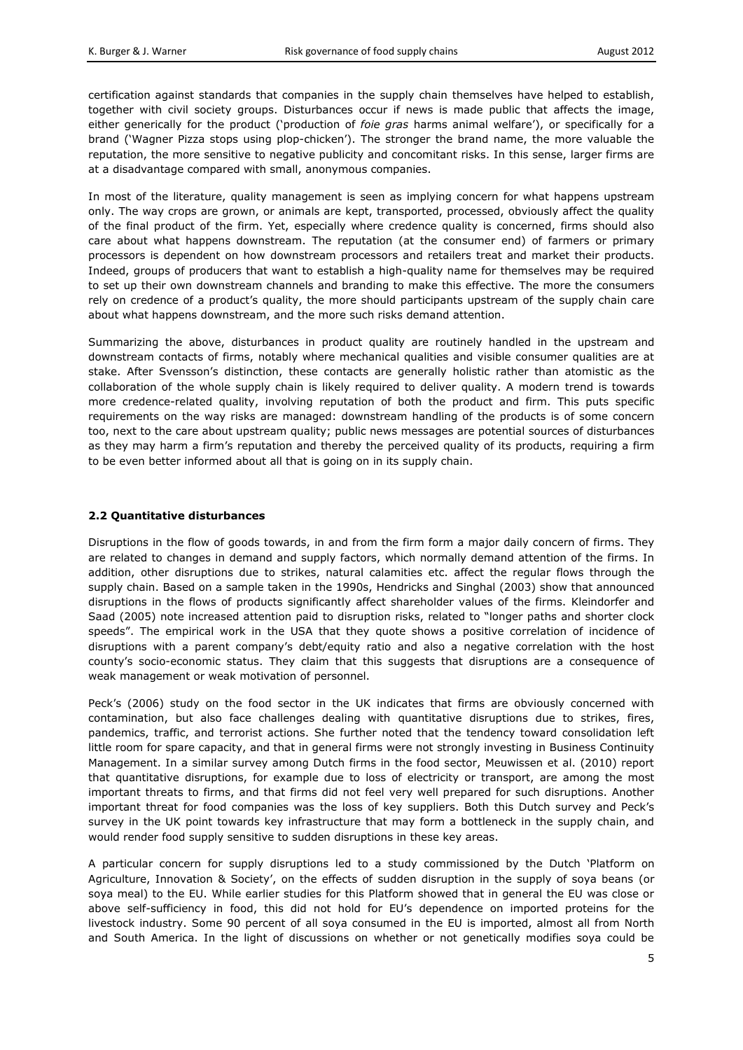certification against standards that companies in the supply chain themselves have helped to establish, together with civil society groups. Disturbances occur if news is made public that affects the image, either generically for the product ('production of *foie gras* harms animal welfare'), or specifically for a brand ('Wagner Pizza stops using plop-chicken'). The stronger the brand name, the more valuable the reputation, the more sensitive to negative publicity and concomitant risks. In this sense, larger firms are at a disadvantage compared with small, anonymous companies.

In most of the literature, quality management is seen as implying concern for what happens upstream only. The way crops are grown, or animals are kept, transported, processed, obviously affect the quality of the final product of the firm. Yet, especially where credence quality is concerned, firms should also care about what happens downstream. The reputation (at the consumer end) of farmers or primary processors is dependent on how downstream processors and retailers treat and market their products. Indeed, groups of producers that want to establish a high-quality name for themselves may be required to set up their own downstream channels and branding to make this effective. The more the consumers rely on credence of a product's quality, the more should participants upstream of the supply chain care about what happens downstream, and the more such risks demand attention.

Summarizing the above, disturbances in product quality are routinely handled in the upstream and downstream contacts of firms, notably where mechanical qualities and visible consumer qualities are at stake. After Svensson's distinction, these contacts are generally holistic rather than atomistic as the collaboration of the whole supply chain is likely required to deliver quality. A modern trend is towards more credence-related quality, involving reputation of both the product and firm. This puts specific requirements on the way risks are managed: downstream handling of the products is of some concern too, next to the care about upstream quality; public news messages are potential sources of disturbances as they may harm a firm's reputation and thereby the perceived quality of its products, requiring a firm to be even better informed about all that is going on in its supply chain.

### 2.2 Quantitative disturbances

Disruptions in the flow of goods towards, in and from the firm form a major daily concern of firms. They are related to changes in demand and supply factors, which normally demand attention of the firms. In addition, other disruptions due to strikes, natural calamities etc. affect the regular flows through the supply chain. Based on a sample taken in the 1990s, Hendricks and Singhal (2003) show that announced disruptions in the flows of products significantly affect shareholder values of the firms. Kleindorfer and Saad (2005) note increased attention paid to disruption risks, related to "longer paths and shorter clock speeds". The empirical work in the USA that they quote shows a positive correlation of incidence of disruptions with a parent company's debt/equity ratio and also a negative correlation with the host county's socio-economic status. They claim that this suggests that disruptions are a consequence of weak management or weak motivation of personnel.

Peck's (2006) study on the food sector in the UK indicates that firms are obviously concerned with contamination, but also face challenges dealing with quantitative disruptions due to strikes, fires, pandemics, traffic, and terrorist actions. She further noted that the tendency toward consolidation left little room for spare capacity, and that in general firms were not strongly investing in Business Continuity Management. In a similar survey among Dutch firms in the food sector, Meuwissen et al. (2010) report that quantitative disruptions, for example due to loss of electricity or transport, are among the most important threats to firms, and that firms did not feel very well prepared for such disruptions. Another important threat for food companies was the loss of key suppliers. Both this Dutch survey and Peck's survey in the UK point towards key infrastructure that may form a bottleneck in the supply chain, and would render food supply sensitive to sudden disruptions in these key areas.

A particular concern for supply disruptions led to a study commissioned by the Dutch 'Platform on Agriculture, Innovation & Society', on the effects of sudden disruption in the supply of soya beans (or soya meal) to the EU. While earlier studies for this Platform showed that in general the EU was close or above self-sufficiency in food, this did not hold for EU's dependence on imported proteins for the livestock industry. Some 90 percent of all soya consumed in the EU is imported, almost all from North and South America. In the light of discussions on whether or not genetically modifies soya could be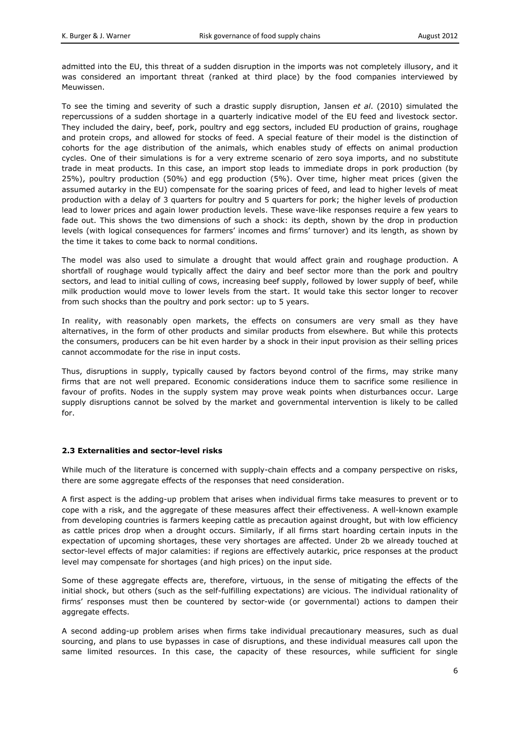admitted into the EU, this threat of a sudden disruption in the imports was not completely illusory, and it was considered an important threat (ranked at third place) by the food companies interviewed by Meuwissen.

To see the timing and severity of such a drastic supply disruption, Jansen *et al*. (2010) simulated the repercussions of a sudden shortage in a quarterly indicative model of the EU feed and livestock sector. They included the dairy, beef, pork, poultry and egg sectors, included EU production of grains, roughage and protein crops, and allowed for stocks of feed. A special feature of their model is the distinction of cohorts for the age distribution of the animals, which enables study of effects on animal production cycles. One of their simulations is for a very extreme scenario of zero soya imports, and no substitute trade in meat products. In this case, an import stop leads to immediate drops in pork production (by 25%), poultry production (50%) and egg production (5%). Over time, higher meat prices (given the assumed autarky in the EU) compensate for the soaring prices of feed, and lead to higher levels of meat production with a delay of 3 quarters for poultry and 5 quarters for pork; the higher levels of production lead to lower prices and again lower production levels. These wave-like responses require a few years to fade out. This shows the two dimensions of such a shock: its depth, shown by the drop in production levels (with logical consequences for farmers' incomes and firms' turnover) and its length, as shown by the time it takes to come back to normal conditions.

The model was also used to simulate a drought that would affect grain and roughage production. A shortfall of roughage would typically affect the dairy and beef sector more than the pork and poultry sectors, and lead to initial culling of cows, increasing beef supply, followed by lower supply of beef, while milk production would move to lower levels from the start. It would take this sector longer to recover from such shocks than the poultry and pork sector: up to 5 years.

In reality, with reasonably open markets, the effects on consumers are very small as they have alternatives, in the form of other products and similar products from elsewhere. But while this protects the consumers, producers can be hit even harder by a shock in their input provision as their selling prices cannot accommodate for the rise in input costs.

Thus, disruptions in supply, typically caused by factors beyond control of the firms, may strike many firms that are not well prepared. Economic considerations induce them to sacrifice some resilience in favour of profits. Nodes in the supply system may prove weak points when disturbances occur. Large supply disruptions cannot be solved by the market and governmental intervention is likely to be called for.

### 2.3 Externalities and sector-level risks

While much of the literature is concerned with supply-chain effects and a company perspective on risks, there are some aggregate effects of the responses that need consideration.

A first aspect is the adding-up problem that arises when individual firms take measures to prevent or to cope with a risk, and the aggregate of these measures affect their effectiveness. A well-known example from developing countries is farmers keeping cattle as precaution against drought, but with low efficiency as cattle prices drop when a drought occurs. Similarly, if all firms start hoarding certain inputs in the expectation of upcoming shortages, these very shortages are affected. Under 2b we already touched at sector-level effects of major calamities: if regions are effectively autarkic, price responses at the product level may compensate for shortages (and high prices) on the input side.

Some of these aggregate effects are, therefore, virtuous, in the sense of mitigating the effects of the initial shock, but others (such as the self-fulfilling expectations) are vicious. The individual rationality of firms' responses must then be countered by sector-wide (or governmental) actions to dampen their aggregate effects.

A second adding-up problem arises when firms take individual precautionary measures, such as dual sourcing, and plans to use bypasses in case of disruptions, and these individual measures call upon the same limited resources. In this case, the capacity of these resources, while sufficient for single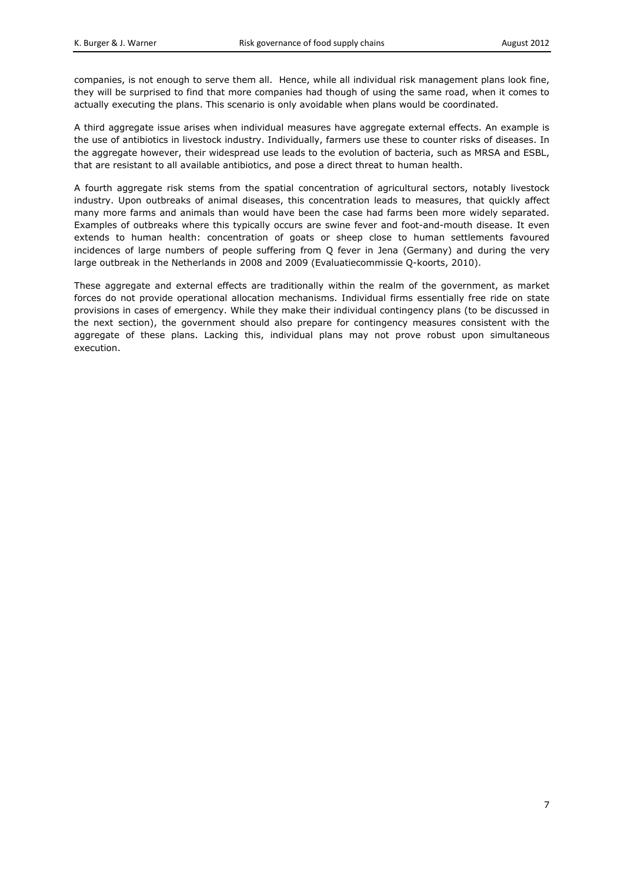companies, is not enough to serve them all.  Hence, while all individual risk management plans look fine, they will be surprised to find that more companies had though of using the same road, when it comes to actually executing the plans. This scenario is only avoidable when plans would be coordinated.

A third aggregate issue arises when individual measures have aggregate external effects. An example is the use of antibiotics in livestock industry. Individually, farmers use these to counter risks of diseases. In the aggregate however, their widespread use leads to the evolution of bacteria, such as MRSA and ESBL, that are resistant to all available antibiotics, and pose a direct threat to human health.

A fourth aggregate risk stems from the spatial concentration of agricultural sectors, notably livestock industry. Upon outbreaks of animal diseases, this concentration leads to measures, that quickly affect many more farms and animals than would have been the case had farms been more widely separated. Examples of outbreaks where this typically occurs are swine fever and foot-and-mouth disease. It even extends to human health: concentration of goats or sheep close to human settlements favoured incidences of large numbers of people suffering from Q fever in Jena (Germany) and during the very large outbreak in the Netherlands in 2008 and 2009 (Evaluatiecommissie Q-koorts, 2010).

These aggregate and external effects are traditionally within the realm of the government, as market forces do not provide operational allocation mechanisms. Individual firms essentially free ride on state provisions in cases of emergency. While they make their individual contingency plans (to be discussed in the next section), the government should also prepare for contingency measures consistent with the aggregate of these plans. Lacking this, individual plans may not prove robust upon simultaneous execution.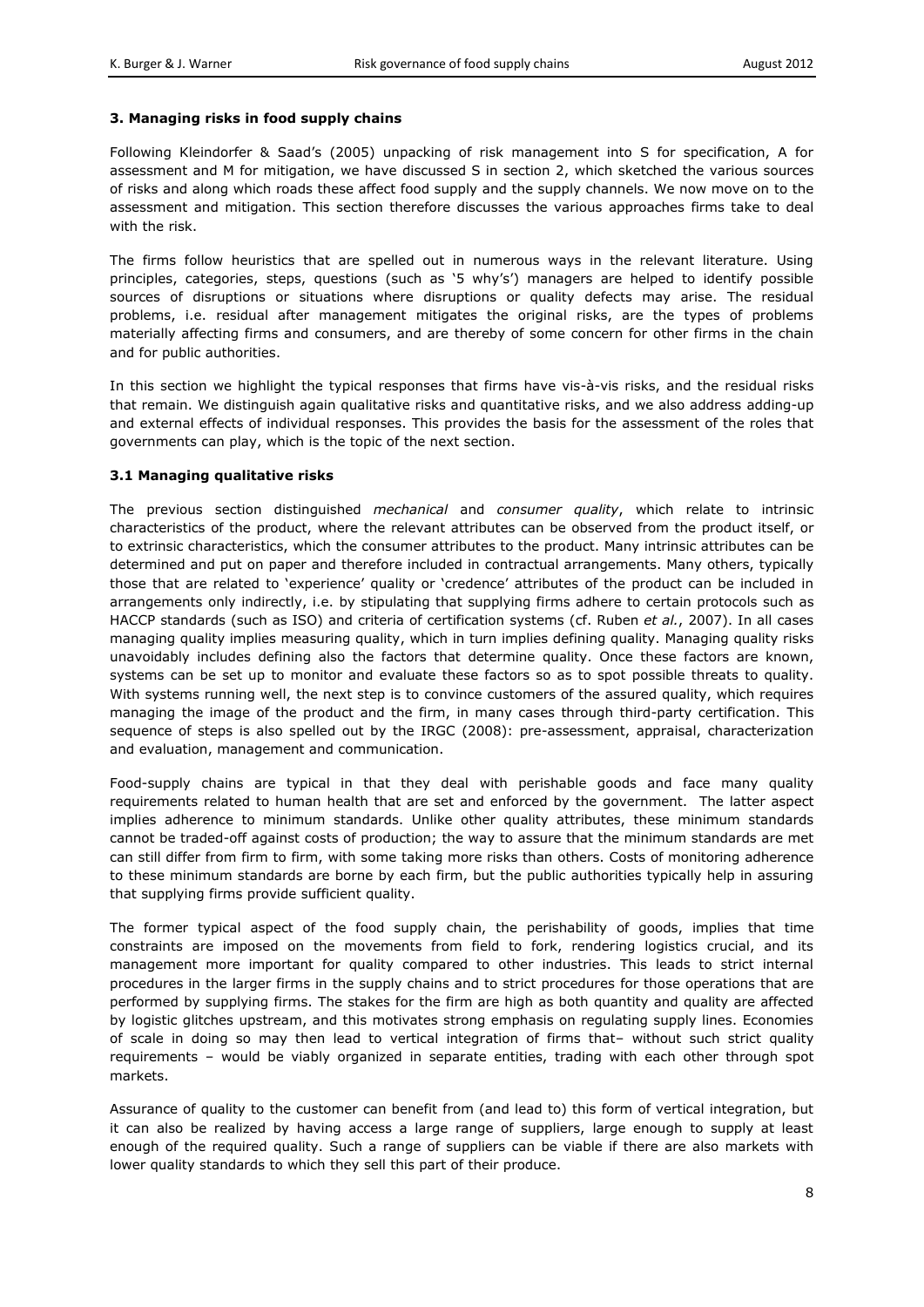### 3. Managing risks in food supply chains

Following Kleindorfer & Saad's (2005) unpacking of risk management into S for specification, A for assessment and M for mitigation, we have discussed S in section 2, which sketched the various sources of risks and along which roads these affect food supply and the supply channels. We now move on to the assessment and mitigation. This section therefore discusses the various approaches firms take to deal with the risk.

The firms follow heuristics that are spelled out in numerous ways in the relevant literature. Using principles, categories, steps, questions (such as '5 why's') managers are helped to identify possible sources of disruptions or situations where disruptions or quality defects may arise. The residual problems, i.e. residual after management mitigates the original risks, are the types of problems materially affecting firms and consumers, and are thereby of some concern for other firms in the chain and for public authorities.

In this section we highlight the typical responses that firms have vis-à-vis risks, and the residual risks that remain. We distinguish again qualitative risks and quantitative risks, and we also address adding-up and external effects of individual responses. This provides the basis for the assessment of the roles that governments can play, which is the topic of the next section.

#### 3.1 Managing qualitative risks

The previous section distinguished *mechanical* and *consumer quality*, which relate to intrinsic characteristics of the product, where the relevant attributes can be observed from the product itself, or to extrinsic characteristics, which the consumer attributes to the product. Many intrinsic attributes can be determined and put on paper and therefore included in contractual arrangements. Many others, typically those that are related to 'experience' quality or 'credence' attributes of the product can be included in arrangements only indirectly, i.e. by stipulating that supplying firms adhere to certain protocols such as HACCP standards (such as ISO) and criteria of certification systems (cf. Ruben *et al.*, 2007). In all cases managing quality implies measuring quality, which in turn implies defining quality. Managing quality risks unavoidably includes defining also the factors that determine quality. Once these factors are known, systems can be set up to monitor and evaluate these factors so as to spot possible threats to quality. With systems running well, the next step is to convince customers of the assured quality, which requires managing the image of the product and the firm, in many cases through third-party certification. This sequence of steps is also spelled out by the IRGC (2008): pre-assessment, appraisal, characterization and evaluation, management and communication.

Food-supply chains are typical in that they deal with perishable goods and face many quality requirements related to human health that are set and enforced by the government. The latter aspect implies adherence to minimum standards. Unlike other quality attributes, these minimum standards cannot be traded-off against costs of production; the way to assure that the minimum standards are met can still differ from firm to firm, with some taking more risks than others. Costs of monitoring adherence to these minimum standards are borne by each firm, but the public authorities typically help in assuring that supplying firms provide sufficient quality.

The former typical aspect of the food supply chain, the perishability of goods, implies that time constraints are imposed on the movements from field to fork, rendering logistics crucial, and its management more important for quality compared to other industries. This leads to strict internal procedures in the larger firms in the supply chains and to strict procedures for those operations that are performed by supplying firms. The stakes for the firm are high as both quantity and quality are affected by logistic glitches upstream, and this motivates strong emphasis on regulating supply lines. Economies of scale in doing so may then lead to vertical integration of firms that– without such strict quality requirements – would be viably organized in separate entities, trading with each other through spot markets.

Assurance of quality to the customer can benefit from (and lead to) this form of vertical integration, but it can also be realized by having access a large range of suppliers, large enough to supply at least enough of the required quality. Such a range of suppliers can be viable if there are also markets with lower quality standards to which they sell this part of their produce.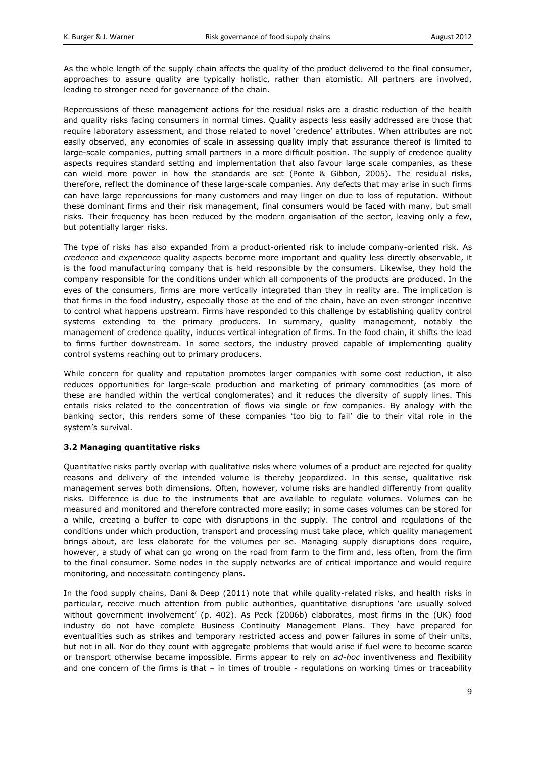As the whole length of the supply chain affects the quality of the product delivered to the final consumer, approaches to assure quality are typically holistic, rather than atomistic. All partners are involved, leading to stronger need for governance of the chain.

Repercussions of these management actions for the residual risks are a drastic reduction of the health and quality risks facing consumers in normal times. Quality aspects less easily addressed are those that require laboratory assessment, and those related to novel 'credence' attributes. When attributes are not easily observed, any economies of scale in assessing quality imply that assurance thereof is limited to large-scale companies, putting small partners in a more difficult position. The supply of credence quality aspects requires standard setting and implementation that also favour large scale companies, as these can wield more power in how the standards are set (Ponte & Gibbon, 2005). The residual risks, therefore, reflect the dominance of these large-scale companies. Any defects that may arise in such firms can have large repercussions for many customers and may linger on due to loss of reputation. Without these dominant firms and their risk management, final consumers would be faced with many, but small risks. Their frequency has been reduced by the modern organisation of the sector, leaving only a few, but potentially larger risks.

The type of risks has also expanded from a product-oriented risk to include company-oriented risk. As *credence* and *experience* quality aspects become more important and quality less directly observable, it is the food manufacturing company that is held responsible by the consumers. Likewise, they hold the company responsible for the conditions under which all components of the products are produced. In the eyes of the consumers, firms are more vertically integrated than they in reality are. The implication is that firms in the food industry, especially those at the end of the chain, have an even stronger incentive to control what happens upstream. Firms have responded to this challenge by establishing quality control systems extending to the primary producers. In summary, quality management, notably the management of credence quality, induces vertical integration of firms. In the food chain, it shifts the lead to firms further downstream. In some sectors, the industry proved capable of implementing quality control systems reaching out to primary producers.

While concern for quality and reputation promotes larger companies with some cost reduction, it also reduces opportunities for large-scale production and marketing of primary commodities (as more of these are handled within the vertical conglomerates) and it reduces the diversity of supply lines. This entails risks related to the concentration of flows via single or few companies. By analogy with the banking sector, this renders some of these companies 'too big to fail' die to their vital role in the system's survival.

### 3.2 Managing quantitative risks

Quantitative risks partly overlap with qualitative risks where volumes of a product are rejected for quality reasons and delivery of the intended volume is thereby jeopardized. In this sense, qualitative risk management serves both dimensions. Often, however, volume risks are handled differently from quality risks. Difference is due to the instruments that are available to regulate volumes. Volumes can be measured and monitored and therefore contracted more easily; in some cases volumes can be stored for a while, creating a buffer to cope with disruptions in the supply. The control and regulations of the conditions under which production, transport and processing must take place, which quality management brings about, are less elaborate for the volumes per se. Managing supply disruptions does require, however, a study of what can go wrong on the road from farm to the firm and, less often, from the firm to the final consumer. Some nodes in the supply networks are of critical importance and would require monitoring, and necessitate contingency plans.

In the food supply chains, Dani & Deep (2011) note that while quality-related risks, and health risks in particular, receive much attention from public authorities, quantitative disruptions 'are usually solved without government involvement' (p. 402). As Peck (2006b) elaborates, most firms in the (UK) food industry do not have complete Business Continuity Management Plans. They have prepared for eventualities such as strikes and temporary restricted access and power failures in some of their units, but not in all. Nor do they count with aggregate problems that would arise if fuel were to become scarce or transport otherwise became impossible. Firms appear to rely on *ad-hoc* inventiveness and flexibility and one concern of the firms is that – in times of trouble - regulations on working times or traceability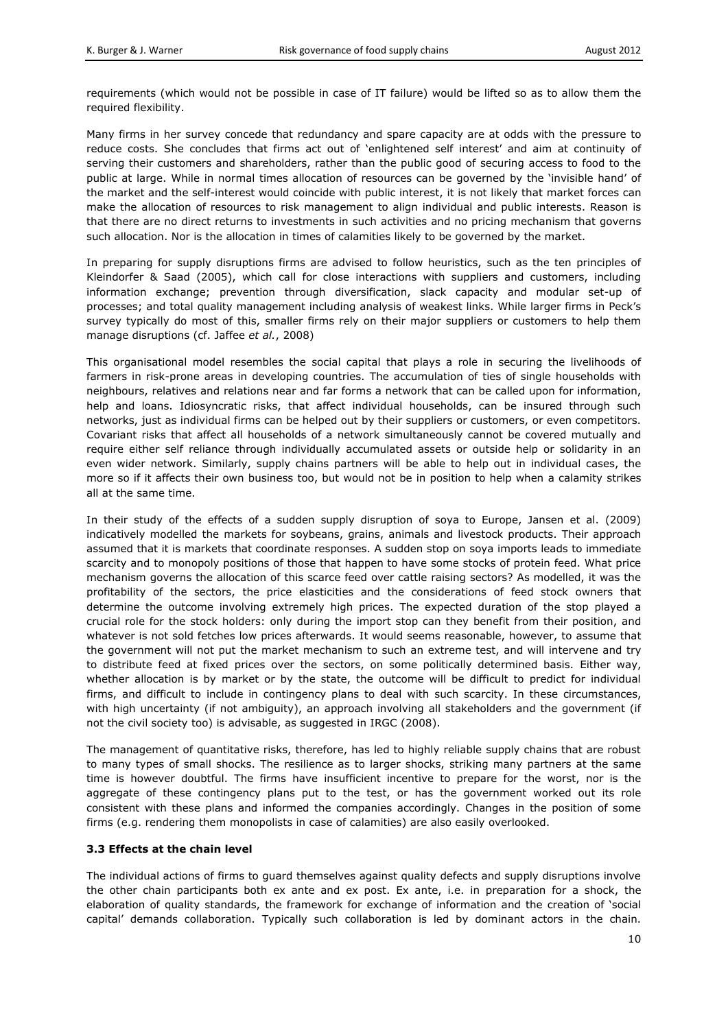requirements (which would not be possible in case of IT failure) would be lifted so as to allow them the required flexibility.

Many firms in her survey concede that redundancy and spare capacity are at odds with the pressure to reduce costs. She concludes that firms act out of 'enlightened self interest' and aim at continuity of serving their customers and shareholders, rather than the public good of securing access to food to the public at large. While in normal times allocation of resources can be governed by the 'invisible hand' of the market and the self-interest would coincide with public interest, it is not likely that market forces can make the allocation of resources to risk management to align individual and public interests. Reason is that there are no direct returns to investments in such activities and no pricing mechanism that governs such allocation. Nor is the allocation in times of calamities likely to be governed by the market.

In preparing for supply disruptions firms are advised to follow heuristics, such as the ten principles of Kleindorfer & Saad (2005), which call for close interactions with suppliers and customers, including information exchange; prevention through diversification, slack capacity and modular set-up of processes; and total quality management including analysis of weakest links. While larger firms in Peck's survey typically do most of this, smaller firms rely on their major suppliers or customers to help them manage disruptions (cf. Jaffee *et al.*, 2008)

This organisational model resembles the social capital that plays a role in securing the livelihoods of farmers in risk-prone areas in developing countries. The accumulation of ties of single households with neighbours, relatives and relations near and far forms a network that can be called upon for information, help and loans. Idiosyncratic risks, that affect individual households, can be insured through such networks, just as individual firms can be helped out by their suppliers or customers, or even competitors. Covariant risks that affect all households of a network simultaneously cannot be covered mutually and require either self reliance through individually accumulated assets or outside help or solidarity in an even wider network. Similarly, supply chains partners will be able to help out in individual cases, the more so if it affects their own business too, but would not be in position to help when a calamity strikes all at the same time.

In their study of the effects of a sudden supply disruption of soya to Europe, Jansen et al. (2009) indicatively modelled the markets for soybeans, grains, animals and livestock products. Their approach assumed that it is markets that coordinate responses. A sudden stop on soya imports leads to immediate scarcity and to monopoly positions of those that happen to have some stocks of protein feed. What price mechanism governs the allocation of this scarce feed over cattle raising sectors? As modelled, it was the profitability of the sectors, the price elasticities and the considerations of feed stock owners that determine the outcome involving extremely high prices. The expected duration of the stop played a crucial role for the stock holders: only during the import stop can they benefit from their position, and whatever is not sold fetches low prices afterwards. It would seems reasonable, however, to assume that the government will not put the market mechanism to such an extreme test, and will intervene and try to distribute feed at fixed prices over the sectors, on some politically determined basis. Either way, whether allocation is by market or by the state, the outcome will be difficult to predict for individual firms, and difficult to include in contingency plans to deal with such scarcity. In these circumstances, with high uncertainty (if not ambiguity), an approach involving all stakeholders and the government (if not the civil society too) is advisable, as suggested in IRGC (2008).

The management of quantitative risks, therefore, has led to highly reliable supply chains that are robust to many types of small shocks. The resilience as to larger shocks, striking many partners at the same time is however doubtful. The firms have insufficient incentive to prepare for the worst, nor is the aggregate of these contingency plans put to the test, or has the government worked out its role consistent with these plans and informed the companies accordingly. Changes in the position of some firms (e.g. rendering them monopolists in case of calamities) are also easily overlooked.

### 3.3 Effects at the chain level

The individual actions of firms to guard themselves against quality defects and supply disruptions involve the other chain participants both ex ante and ex post. Ex ante, i.e. in preparation for a shock, the elaboration of quality standards, the framework for exchange of information and the creation of 'social capital' demands collaboration. Typically such collaboration is led by dominant actors in the chain.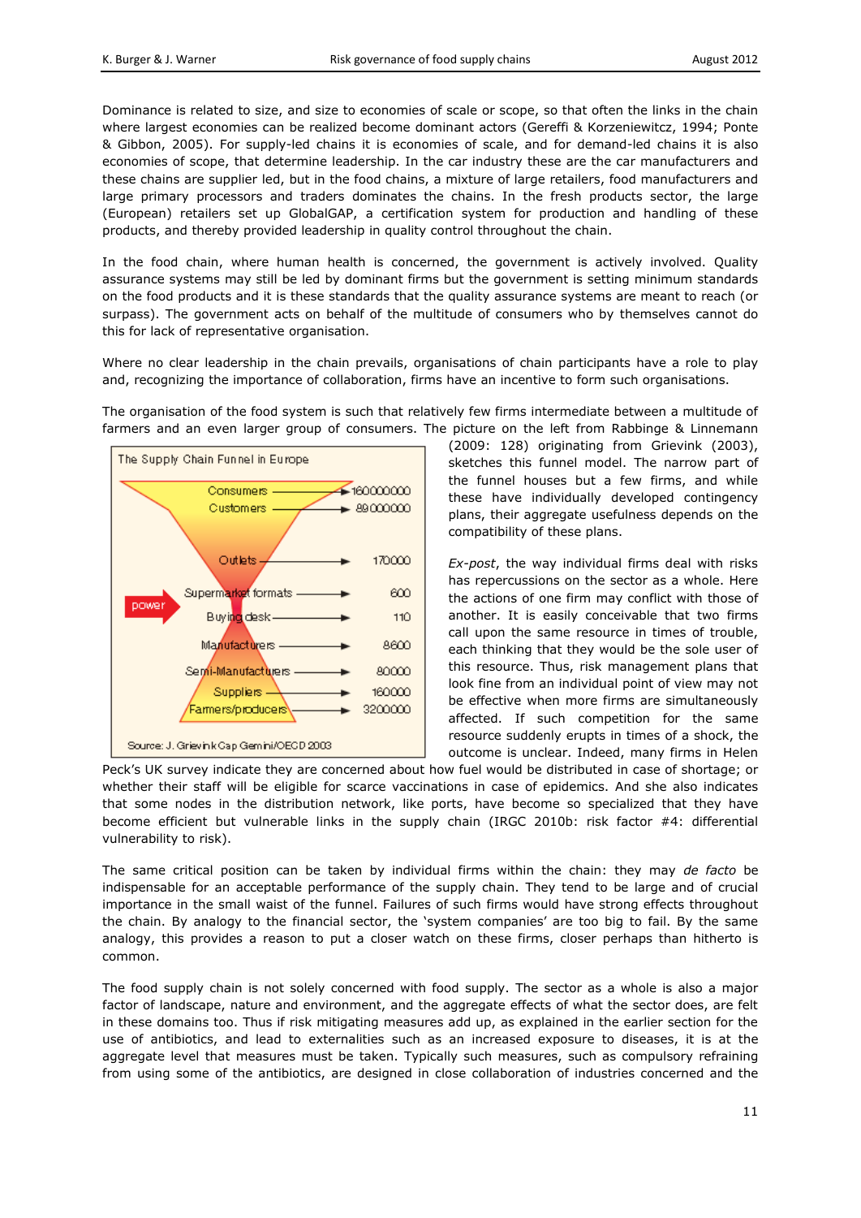Dominance is related to size, and size to economies of scale or scope, so that often the links in the chain where largest economies can be realized become dominant actors (Gereffi & Korzeniewictz, 1994; Ponte & Gibbon, 2005). For supply-led chains it is economies of scale, and for demand-led chains it is also economies of scope, that determine leadership. In the car industry these are the car manufacturers and these chains are supplier led, but in the food chains, a mixture of large retailers, food manufacturers and large primary processors and traders dominates the chains. In the fresh products sector, the large (European) retailers set up GlobalGAP, a certification system for production and handling of these products, and thereby provided leadership in quality control throughout the chain.

In the food chain, where human health is concerned, the government is actively involved. Quality assurance systems may still be led by dominant firms but the government is setting minimum standards on the food products and it is these standards that the quality assurance systems are meant to reach (or surpass). The government acts on behalf of the multitude of consumers who by themselves cannot do this for lack of representative organisation.

Where no clear leadership in the chain prevails, organisations of chain participants have a role to play and, recognizing the importance of collaboration, firms have an incentive to form such organisations.

The organisation of the food system is such that relatively few firms intermediate between a multitude of farmers and an even larger group of consumers. The picture on the left from Rabbinge & Linnemann (2009: 128) originating from Grievink (2003), sketches this funnel model. The narrow part of the funnel houses but a few firms, and while these have individually developed contingency plans, their aggregate usefulness depends on the compatibility of these plans.

**The Supply Chain Funnel in Europe**

| | |
|---|---|
| Consumers | 160000000 |
| Customers | 89000000 |
| Outlets | 170000 |
| Supermarket formats | 600 |
| Buying desk | 110 |
| Manufacturers | 8600 |
| Semi-Manufacturers | 80000 |
| Suppliers | 160000 |
| Farmers/producers | 3200000 |

power

Source: J. Grievink Cap Gemini/OECD 2003

*Ex-post*, the way individual firms deal with risks has repercussions on the sector as a whole. Here the actions of one firm may conflict with those of another. It is easily conceivable that two firms call upon the same resource in times of trouble, each thinking that they would be the sole user of this resource. Thus, risk management plans that look fine from an individual point of view may not be effective when more firms are simultaneously affected. If such competition for the same resource suddenly erupts in times of a shock, the outcome is unclear. Indeed, many firms in Helen Peck's UK survey indicate they are concerned about how fuel would be distributed in case of shortage; or whether their staff will be eligible for scarce vaccinations in case of epidemics. And she also indicates that some nodes in the distribution network, like ports, have become so specialized that they have become efficient but vulnerable links in the supply chain (IRGC 2010b: risk factor #4: differential vulnerability to risk).

The same critical position can be taken by individual firms within the chain: they may *de facto* be indispensable for an acceptable performance of the supply chain. They tend to be large and of crucial importance in the small waist of the funnel. Failures of such firms would have strong effects throughout the chain. By analogy to the financial sector, the 'system companies' are too big to fail. By the same analogy, this provides a reason to put a closer watch on these firms, closer perhaps than hitherto is common.

The food supply chain is not solely concerned with food supply. The sector as a whole is also a major factor of landscape, nature and environment, and the aggregate effects of what the sector does, are felt in these domains too. Thus if risk mitigating measures add up, as explained in the earlier section for the use of antibiotics, and lead to externalities such as an increased exposure to diseases, it is at the aggregate level that measures must be taken. Typically such measures, such as compulsory refraining from using some of the antibiotics, are designed in close collaboration of industries concerned and the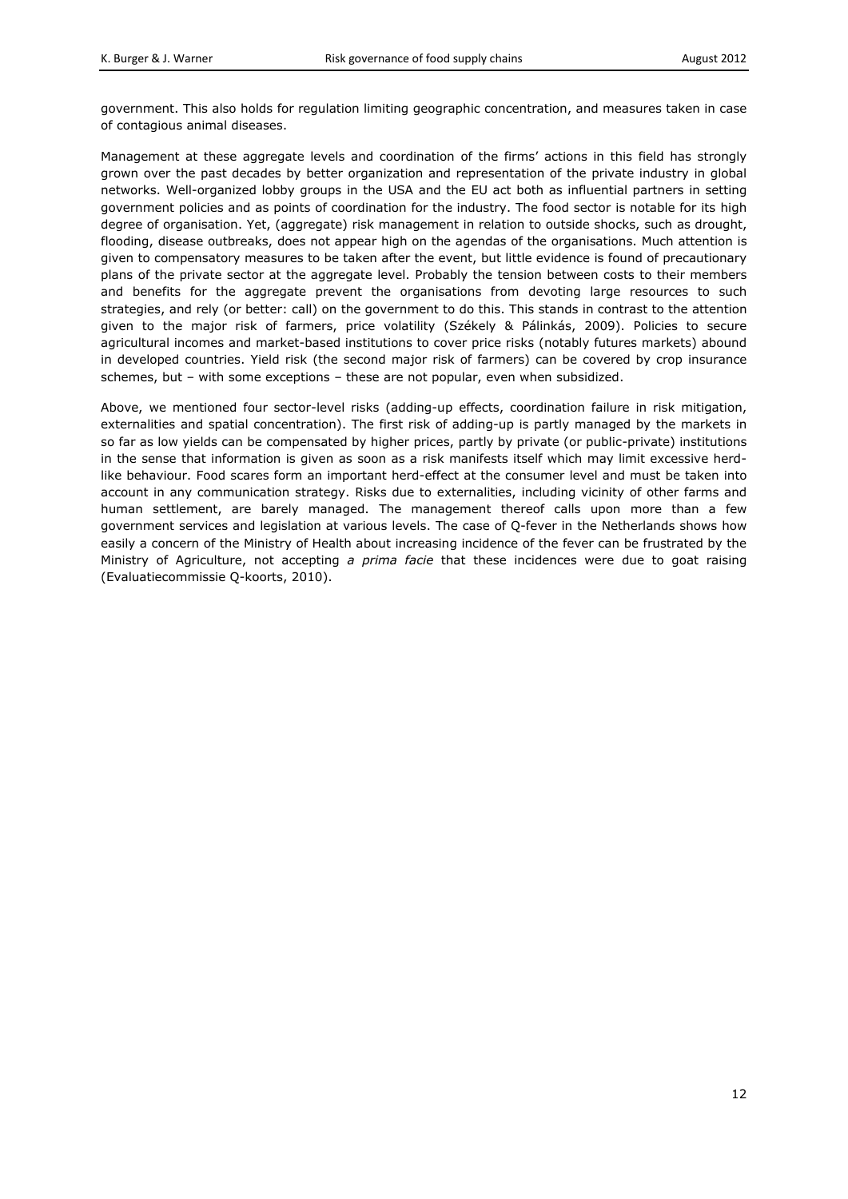government. This also holds for regulation limiting geographic concentration, and measures taken in case of contagious animal diseases.

Management at these aggregate levels and coordination of the firms' actions in this field has strongly grown over the past decades by better organization and representation of the private industry in global networks. Well-organized lobby groups in the USA and the EU act both as influential partners in setting government policies and as points of coordination for the industry. The food sector is notable for its high degree of organisation. Yet, (aggregate) risk management in relation to outside shocks, such as drought, flooding, disease outbreaks, does not appear high on the agendas of the organisations. Much attention is given to compensatory measures to be taken after the event, but little evidence is found of precautionary plans of the private sector at the aggregate level. Probably the tension between costs to their members and benefits for the aggregate prevent the organisations from devoting large resources to such strategies, and rely (or better: call) on the government to do this. This stands in contrast to the attention given to the major risk of farmers, price volatility (Székely & Pálinkás, 2009). Policies to secure agricultural incomes and market-based institutions to cover price risks (notably futures markets) abound in developed countries. Yield risk (the second major risk of farmers) can be covered by crop insurance schemes, but – with some exceptions – these are not popular, even when subsidized.

Above, we mentioned four sector-level risks (adding-up effects, coordination failure in risk mitigation, externalities and spatial concentration). The first risk of adding-up is partly managed by the markets in so far as low yields can be compensated by higher prices, partly by private (or public-private) institutions in the sense that information is given as soon as a risk manifests itself which may limit excessive herd-like behaviour. Food scares form an important herd-effect at the consumer level and must be taken into account in any communication strategy. Risks due to externalities, including vicinity of other farms and human settlement, are barely managed. The management thereof calls upon more than a few government services and legislation at various levels. The case of Q-fever in the Netherlands shows how easily a concern of the Ministry of Health about increasing incidence of the fever can be frustrated by the Ministry of Agriculture, not accepting *a prima facie* that these incidences were due to goat raising (Evaluatiecommissie Q-koorts, 2010).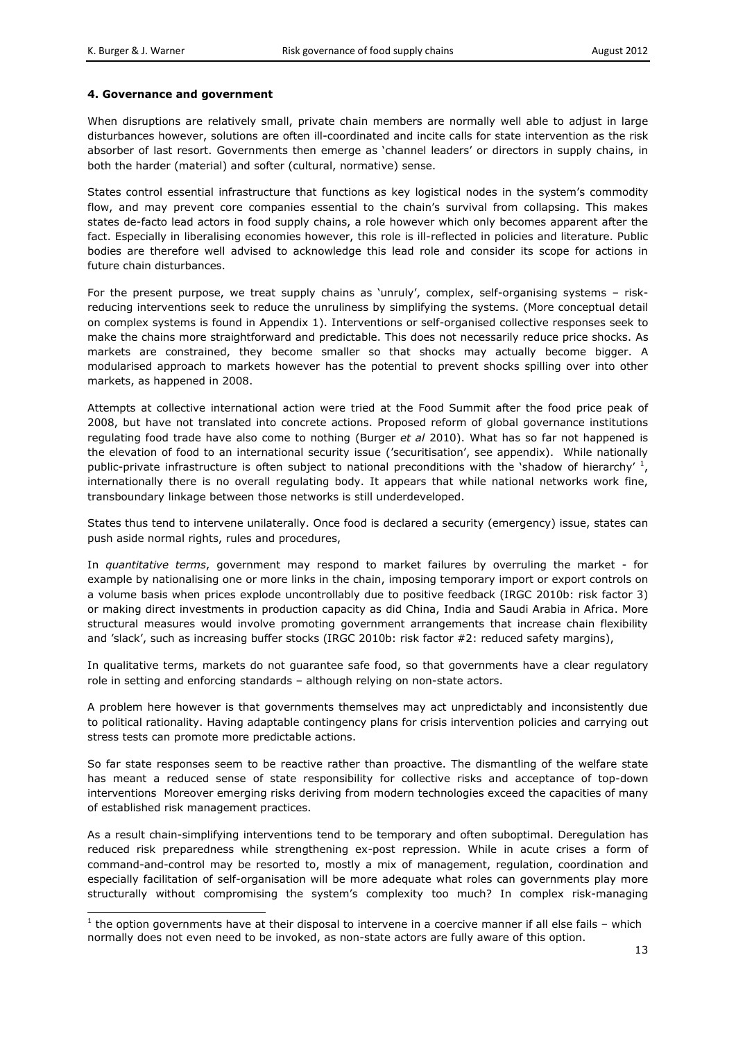**4. Governance and government**

When disruptions are relatively small, private chain members are normally well able to adjust in large disturbances however, solutions are often ill-coordinated and incite calls for state intervention as the risk absorber of last resort. Governments then emerge as 'channel leaders' or directors in supply chains, in both the harder (material) and softer (cultural, normative) sense.

States control essential infrastructure that functions as key logistical nodes in the system's commodity flow, and may prevent core companies essential to the chain's survival from collapsing. This makes states de-facto lead actors in food supply chains, a role however which only becomes apparent after the fact. Especially in liberalising economies however, this role is ill-reflected in policies and literature. Public bodies are therefore well advised to acknowledge this lead role and consider its scope for actions in future chain disturbances.

For the present purpose, we treat supply chains as 'unruly', complex, self-organising systems – risk-reducing interventions seek to reduce the unruliness by simplifying the systems. (More conceptual detail on complex systems is found in Appendix 1). Interventions or self-organised collective responses seek to make the chains more straightforward and predictable. This does not necessarily reduce price shocks. As markets are constrained, they become smaller so that shocks may actually become bigger. A modularised approach to markets however has the potential to prevent shocks spilling over into other markets, as happened in 2008.

Attempts at collective international action were tried at the Food Summit after the food price peak of 2008, but have not translated into concrete actions. Proposed reform of global governance institutions regulating food trade have also come to nothing (Burger *et al* 2010). What has so far not happened is the elevation of food to an international security issue ('securitisation', see appendix). While nationally public-private infrastructure is often subject to national preconditions with the 'shadow of hierarchy' [1], internationally there is no overall regulating body. It appears that while national networks work fine, transboundary linkage between those networks is still underdeveloped.

States thus tend to intervene unilaterally. Once food is declared a security (emergency) issue, states can push aside normal rights, rules and procedures,

In *quantitative terms*, government may respond to market failures by overruling the market - for example by nationalising one or more links in the chain, imposing temporary import or export controls on a volume basis when prices explode uncontrollably due to positive feedback (IRGC 2010b: risk factor 3) or making direct investments in production capacity as did China, India and Saudi Arabia in Africa. More structural measures would involve promoting government arrangements that increase chain flexibility and 'slack', such as increasing buffer stocks (IRGC 2010b: risk factor #2: reduced safety margins),

In qualitative terms, markets do not guarantee safe food, so that governments have a clear regulatory role in setting and enforcing standards – although relying on non-state actors.

A problem here however is that governments themselves may act unpredictably and inconsistently due to political rationality. Having adaptable contingency plans for crisis intervention policies and carrying out stress tests can promote more predictable actions.

So far state responses seem to be reactive rather than proactive. The dismantling of the welfare state has meant a reduced sense of state responsibility for collective risks and acceptance of top-down interventions Moreover emerging risks deriving from modern technologies exceed the capacities of many of established risk management practices.

As a result chain-simplifying interventions tend to be temporary and often suboptimal. Deregulation has reduced risk preparedness while strengthening ex-post repression. While in acute crises a form of command-and-control may be resorted to, mostly a mix of management, regulation, coordination and especially facilitation of self-organisation will be more adequate what roles can governments play more structurally without compromising the system's complexity too much? In complex risk-managing

[1] the option governments have at their disposal to intervene in a coercive manner if all else fails – which normally does not even need to be invoked, as non-state actors are fully aware of this option.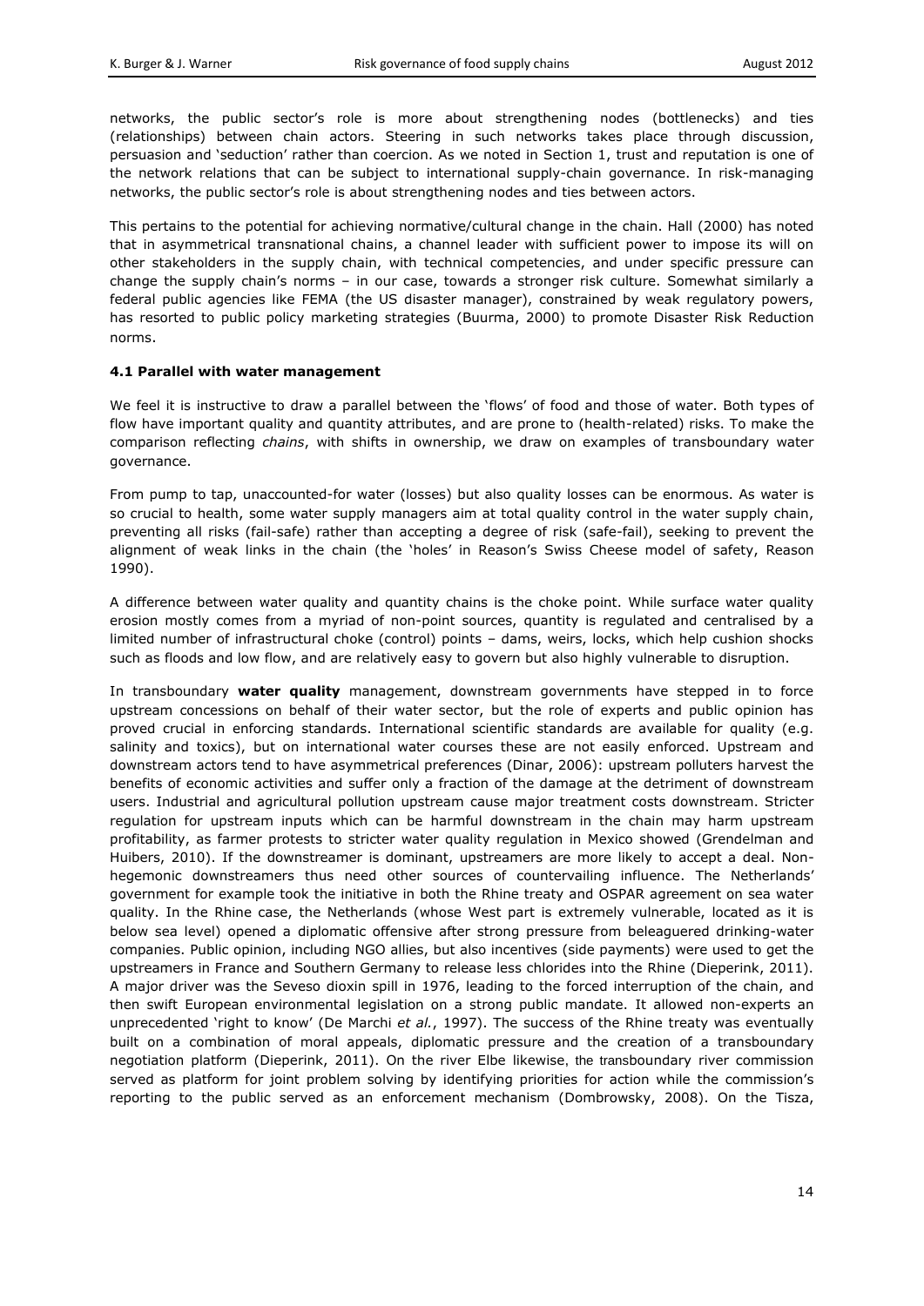networks, the public sector's role is more about strengthening nodes (bottlenecks) and ties (relationships) between chain actors. Steering in such networks takes place through discussion, persuasion and 'seduction' rather than coercion. As we noted in Section 1, trust and reputation is one of the network relations that can be subject to international supply-chain governance. In risk-managing networks, the public sector's role is about strengthening nodes and ties between actors.

This pertains to the potential for achieving normative/cultural change in the chain. Hall (2000) has noted that in asymmetrical transnational chains, a channel leader with sufficient power to impose its will on other stakeholders in the supply chain, with technical competencies, and under specific pressure can change the supply chain's norms – in our case, towards a stronger risk culture. Somewhat similarly a federal public agencies like FEMA (the US disaster manager), constrained by weak regulatory powers, has resorted to public policy marketing strategies (Buurma, 2000) to promote Disaster Risk Reduction norms.

### 4.1 Parallel with water management

We feel it is instructive to draw a parallel between the 'flows' of food and those of water. Both types of flow have important quality and quantity attributes, and are prone to (health-related) risks. To make the comparison reflecting *chains*, with shifts in ownership, we draw on examples of transboundary water governance.

From pump to tap, unaccounted-for water (losses) but also quality losses can be enormous. As water is so crucial to health, some water supply managers aim at total quality control in the water supply chain, preventing all risks (fail-safe) rather than accepting a degree of risk (safe-fail), seeking to prevent the alignment of weak links in the chain (the 'holes' in Reason's Swiss Cheese model of safety, Reason 1990).

A difference between water quality and quantity chains is the choke point. While surface water quality erosion mostly comes from a myriad of non-point sources, quantity is regulated and centralised by a limited number of infrastructural choke (control) points – dams, weirs, locks, which help cushion shocks such as floods and low flow, and are relatively easy to govern but also highly vulnerable to disruption.

In transboundary **water quality** management, downstream governments have stepped in to force upstream concessions on behalf of their water sector, but the role of experts and public opinion has proved crucial in enforcing standards. International scientific standards are available for quality (e.g. salinity and toxics), but on international water courses these are not easily enforced. Upstream and downstream actors tend to have asymmetrical preferences (Dinar, 2006): upstream polluters harvest the benefits of economic activities and suffer only a fraction of the damage at the detriment of downstream users. Industrial and agricultural pollution upstream cause major treatment costs downstream. Stricter regulation for upstream inputs which can be harmful downstream in the chain may harm upstream profitability, as farmer protests to stricter water quality regulation in Mexico showed (Grendelman and Huibers, 2010). If the downstreamer is dominant, upstreamers are more likely to accept a deal. Non-hegemonic downstreamers thus need other sources of countervailing influence. The Netherlands' government for example took the initiative in both the Rhine treaty and OSPAR agreement on sea water quality. In the Rhine case, the Netherlands (whose West part is extremely vulnerable, located as it is below sea level) opened a diplomatic offensive after strong pressure from beleaguered drinking-water companies. Public opinion, including NGO allies, but also incentives (side payments) were used to get the upstreamers in France and Southern Germany to release less chlorides into the Rhine (Dieperink, 2011). A major driver was the Seveso dioxin spill in 1976, leading to the forced interruption of the chain, and then swift European environmental legislation on a strong public mandate. It allowed non-experts an unprecedented 'right to know' (De Marchi *et al.*, 1997). The success of the Rhine treaty was eventually built on a combination of moral appeals, diplomatic pressure and the creation of a transboundary negotiation platform (Dieperink, 2011). On the river Elbe likewise, the transboundary river commission served as platform for joint problem solving by identifying priorities for action while the commission's reporting to the public served as an enforcement mechanism (Dombrowsky, 2008). On the Tisza,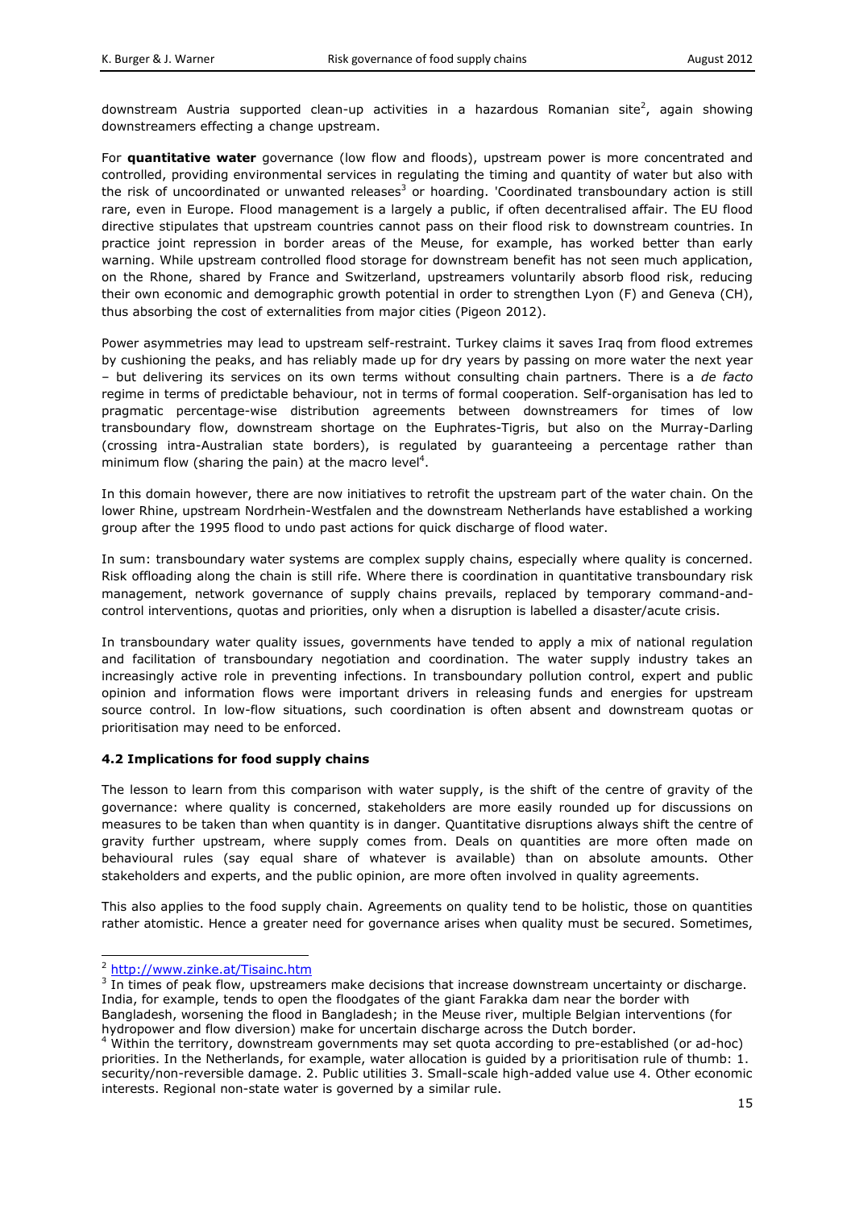downstream Austria supported clean-up activities in a hazardous Romanian site[2], again showing downstreamers effecting a change upstream.

For **quantitative water** governance (low flow and floods), upstream power is more concentrated and controlled, providing environmental services in regulating the timing and quantity of water but also with the risk of uncoordinated or unwanted releases[3] or hoarding. 'Coordinated transboundary action is still rare, even in Europe. Flood management is a largely a public, if often decentralised affair. The EU flood directive stipulates that upstream countries cannot pass on their flood risk to downstream countries. In practice joint repression in border areas of the Meuse, for example, has worked better than early warning. While upstream controlled flood storage for downstream benefit has not seen much application, on the Rhone, shared by France and Switzerland, upstreamers voluntarily absorb flood risk, reducing their own economic and demographic growth potential in order to strengthen Lyon (F) and Geneva (CH), thus absorbing the cost of externalities from major cities (Pigeon 2012).

Power asymmetries may lead to upstream self-restraint. Turkey claims it saves Iraq from flood extremes by cushioning the peaks, and has reliably made up for dry years by passing on more water the next year – but delivering its services on its own terms without consulting chain partners. There is a *de facto* regime in terms of predictable behaviour, not in terms of formal cooperation. Self-organisation has led to pragmatic percentage-wise distribution agreements between downstreamers for times of low transboundary flow, downstream shortage on the Euphrates-Tigris, but also on the Murray-Darling (crossing intra-Australian state borders), is regulated by guaranteeing a percentage rather than minimum flow (sharing the pain) at the macro level[4].

In this domain however, there are now initiatives to retrofit the upstream part of the water chain. On the lower Rhine, upstream Nordrhein-Westfalen and the downstream Netherlands have established a working group after the 1995 flood to undo past actions for quick discharge of flood water.

In sum: transboundary water systems are complex supply chains, especially where quality is concerned. Risk offloading along the chain is still rife. Where there is coordination in quantitative transboundary risk management, network governance of supply chains prevails, replaced by temporary command-and-control interventions, quotas and priorities, only when a disruption is labelled a disaster/acute crisis.

In transboundary water quality issues, governments have tended to apply a mix of national regulation and facilitation of transboundary negotiation and coordination. The water supply industry takes an increasingly active role in preventing infections. In transboundary pollution control, expert and public opinion and information flows were important drivers in releasing funds and energies for upstream source control. In low-flow situations, such coordination is often absent and downstream quotas or prioritisation may need to be enforced.

### 4.2 Implications for food supply chains

The lesson to learn from this comparison with water supply, is the shift of the centre of gravity of the governance: where quality is concerned, stakeholders are more easily rounded up for discussions on measures to be taken than when quantity is in danger. Quantitative disruptions always shift the centre of gravity further upstream, where supply comes from. Deals on quantities are more often made on behavioural rules (say equal share of whatever is available) than on absolute amounts. Other stakeholders and experts, and the public opinion, are more often involved in quality agreements.

This also applies to the food supply chain. Agreements on quality tend to be holistic, those on quantities rather atomistic. Hence a greater need for governance arises when quality must be secured. Sometimes,

---

[2] http://www.zinke.at/Tisainc.htm

[3] In times of peak flow, upstreamers make decisions that increase downstream uncertainty or discharge. India, for example, tends to open the floodgates of the giant Farakka dam near the border with Bangladesh, worsening the flood in Bangladesh; in the Meuse river, multiple Belgian interventions (for hydropower and flow diversion) make for uncertain discharge across the Dutch border.

[4] Within the territory, downstream governments may set quota according to pre-established (or ad-hoc) priorities. In the Netherlands, for example, water allocation is guided by a prioritisation rule of thumb: 1. security/non-reversible damage. 2. Public utilities 3. Small-scale high-added value use 4. Other economic interests. Regional non-state water is governed by a similar rule.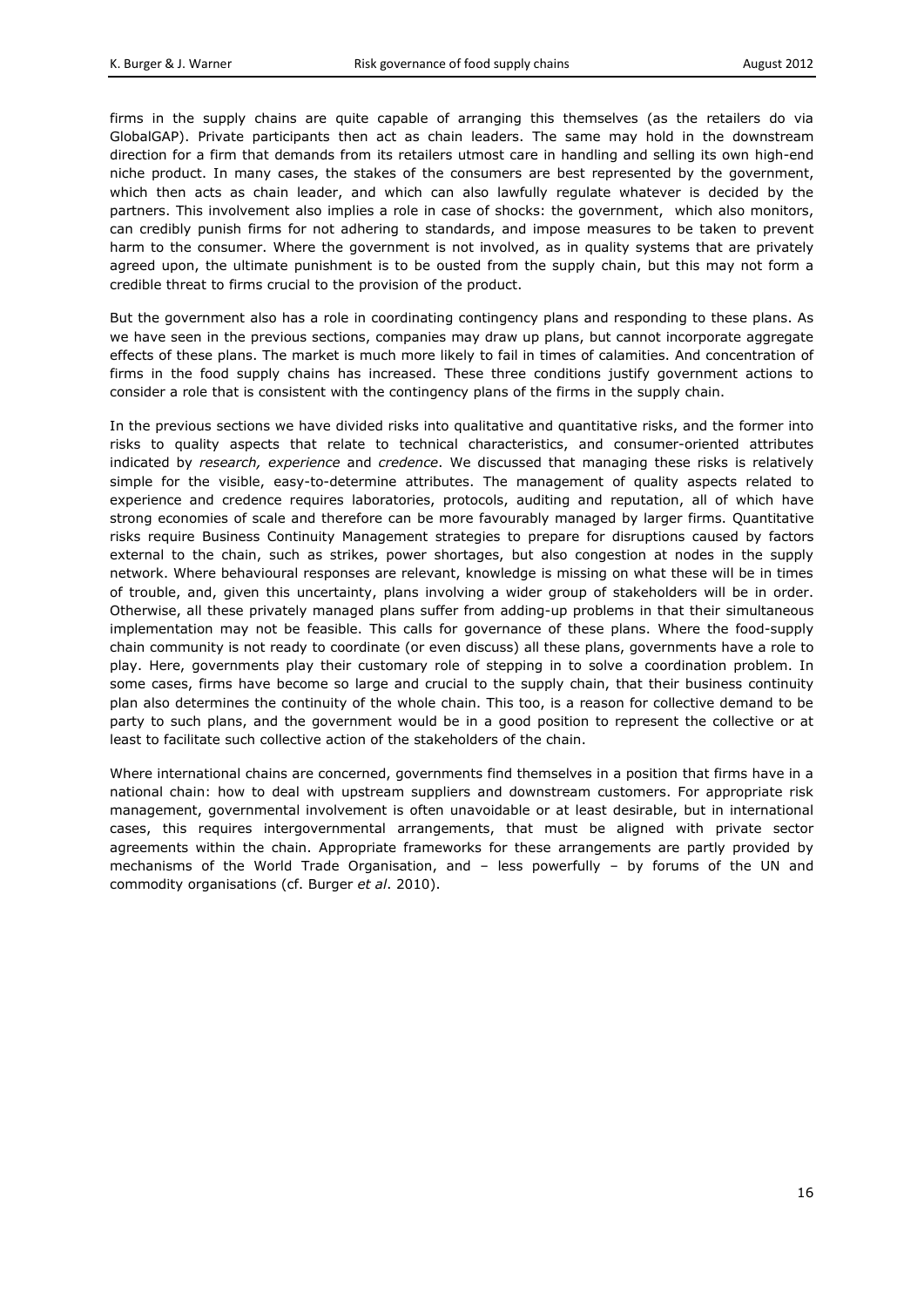firms in the supply chains are quite capable of arranging this themselves (as the retailers do via GlobalGAP). Private participants then act as chain leaders. The same may hold in the downstream direction for a firm that demands from its retailers utmost care in handling and selling its own high-end niche product. In many cases, the stakes of the consumers are best represented by the government, which then acts as chain leader, and which can also lawfully regulate whatever is decided by the partners. This involvement also implies a role in case of shocks: the government, which also monitors, can credibly punish firms for not adhering to standards, and impose measures to be taken to prevent harm to the consumer. Where the government is not involved, as in quality systems that are privately agreed upon, the ultimate punishment is to be ousted from the supply chain, but this may not form a credible threat to firms crucial to the provision of the product.

But the government also has a role in coordinating contingency plans and responding to these plans. As we have seen in the previous sections, companies may draw up plans, but cannot incorporate aggregate effects of these plans. The market is much more likely to fail in times of calamities. And concentration of firms in the food supply chains has increased. These three conditions justify government actions to consider a role that is consistent with the contingency plans of the firms in the supply chain.

In the previous sections we have divided risks into qualitative and quantitative risks, and the former into risks to quality aspects that relate to technical characteristics, and consumer-oriented attributes indicated by *research, experience* and *credence*. We discussed that managing these risks is relatively simple for the visible, easy-to-determine attributes. The management of quality aspects related to experience and credence requires laboratories, protocols, auditing and reputation, all of which have strong economies of scale and therefore can be more favourably managed by larger firms. Quantitative risks require Business Continuity Management strategies to prepare for disruptions caused by factors external to the chain, such as strikes, power shortages, but also congestion at nodes in the supply network. Where behavioural responses are relevant, knowledge is missing on what these will be in times of trouble, and, given this uncertainty, plans involving a wider group of stakeholders will be in order. Otherwise, all these privately managed plans suffer from adding-up problems in that their simultaneous implementation may not be feasible. This calls for governance of these plans. Where the food-supply chain community is not ready to coordinate (or even discuss) all these plans, governments have a role to play. Here, governments play their customary role of stepping in to solve a coordination problem. In some cases, firms have become so large and crucial to the supply chain, that their business continuity plan also determines the continuity of the whole chain. This too, is a reason for collective demand to be party to such plans, and the government would be in a good position to represent the collective or at least to facilitate such collective action of the stakeholders of the chain.

Where international chains are concerned, governments find themselves in a position that firms have in a national chain: how to deal with upstream suppliers and downstream customers. For appropriate risk management, governmental involvement is often unavoidable or at least desirable, but in international cases, this requires intergovernmental arrangements, that must be aligned with private sector agreements within the chain. Appropriate frameworks for these arrangements are partly provided by mechanisms of the World Trade Organisation, and – less powerfully – by forums of the UN and commodity organisations (cf. Burger *et al*. 2010).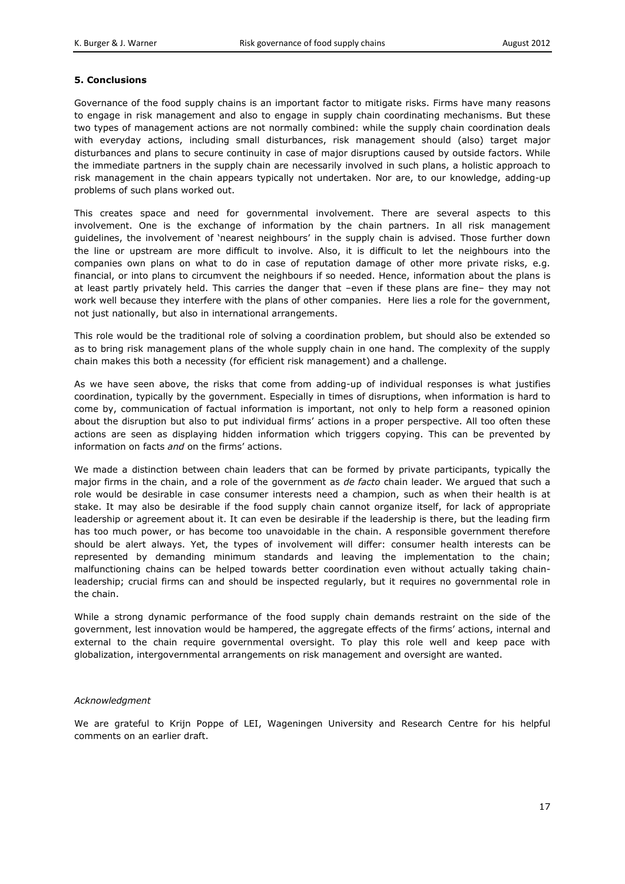## 5. Conclusions

Governance of the food supply chains is an important factor to mitigate risks. Firms have many reasons to engage in risk management and also to engage in supply chain coordinating mechanisms. But these two types of management actions are not normally combined: while the supply chain coordination deals with everyday actions, including small disturbances, risk management should (also) target major disturbances and plans to secure continuity in case of major disruptions caused by outside factors. While the immediate partners in the supply chain are necessarily involved in such plans, a holistic approach to risk management in the chain appears typically not undertaken. Nor are, to our knowledge, adding-up problems of such plans worked out.

This creates space and need for governmental involvement. There are several aspects to this involvement. One is the exchange of information by the chain partners. In all risk management guidelines, the involvement of 'nearest neighbours' in the supply chain is advised. Those further down the line or upstream are more difficult to involve. Also, it is difficult to let the neighbours into the companies own plans on what to do in case of reputation damage of other more private risks, e.g. financial, or into plans to circumvent the neighbours if so needed. Hence, information about the plans is at least partly privately held. This carries the danger that –even if these plans are fine– they may not work well because they interfere with the plans of other companies. Here lies a role for the government, not just nationally, but also in international arrangements.

This role would be the traditional role of solving a coordination problem, but should also be extended so as to bring risk management plans of the whole supply chain in one hand. The complexity of the supply chain makes this both a necessity (for efficient risk management) and a challenge.

As we have seen above, the risks that come from adding-up of individual responses is what justifies coordination, typically by the government. Especially in times of disruptions, when information is hard to come by, communication of factual information is important, not only to help form a reasoned opinion about the disruption but also to put individual firms' actions in a proper perspective. All too often these actions are seen as displaying hidden information which triggers copying. This can be prevented by information on facts *and* on the firms' actions.

We made a distinction between chain leaders that can be formed by private participants, typically the major firms in the chain, and a role of the government as *de facto* chain leader. We argued that such a role would be desirable in case consumer interests need a champion, such as when their health is at stake. It may also be desirable if the food supply chain cannot organize itself, for lack of appropriate leadership or agreement about it. It can even be desirable if the leadership is there, but the leading firm has too much power, or has become too unavoidable in the chain. A responsible government therefore should be alert always. Yet, the types of involvement will differ: consumer health interests can be represented by demanding minimum standards and leaving the implementation to the chain; malfunctioning chains can be helped towards better coordination even without actually taking chain-leadership; crucial firms can and should be inspected regularly, but it requires no governmental role in the chain.

While a strong dynamic performance of the food supply chain demands restraint on the side of the government, lest innovation would be hampered, the aggregate effects of the firms' actions, internal and external to the chain require governmental oversight. To play this role well and keep pace with globalization, intergovernmental arrangements on risk management and oversight are wanted.

*Acknowledgment*

We are grateful to Krijn Poppe of LEI, Wageningen University and Research Centre for his helpful comments on an earlier draft.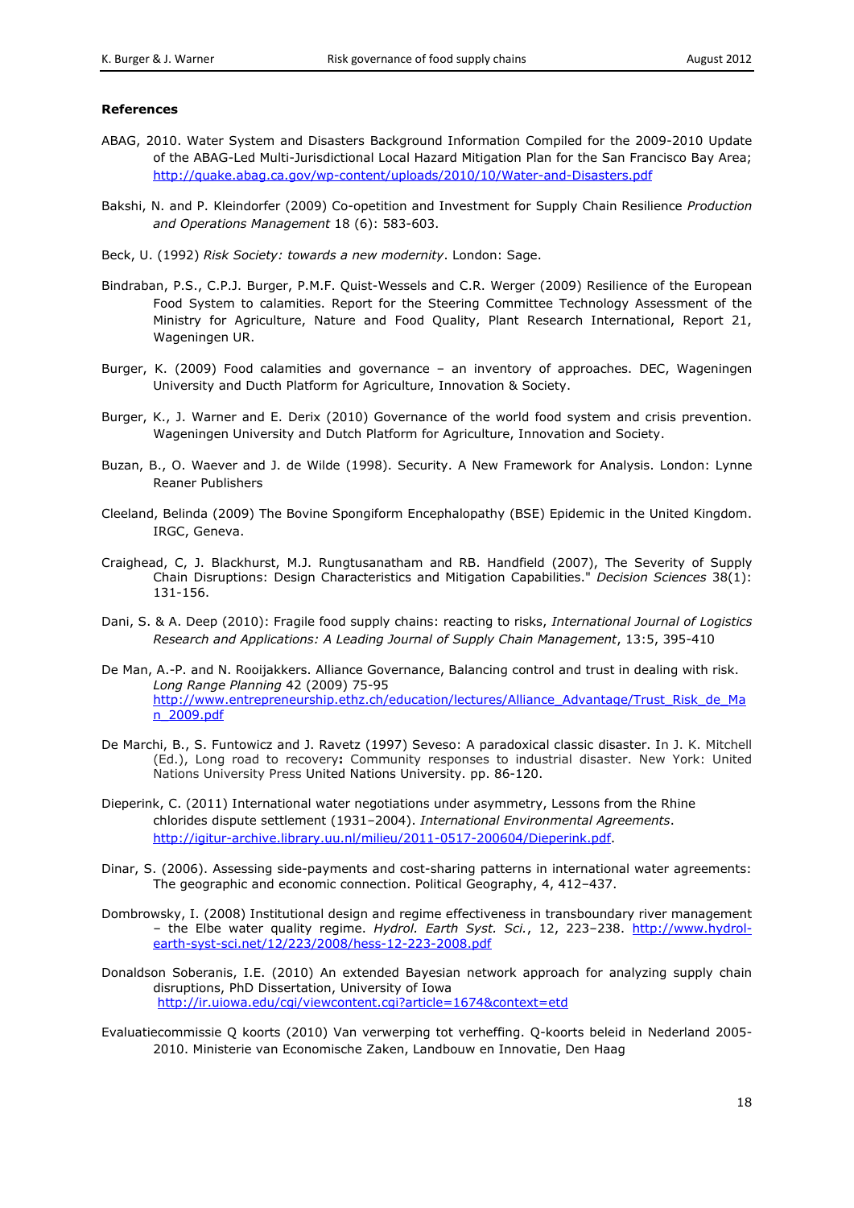## References

ABAG, 2010. Water System and Disasters Background Information Compiled for the 2009-2010 Update of the ABAG-Led Multi-Jurisdictional Local Hazard Mitigation Plan for the San Francisco Bay Area; http://quake.abag.ca.gov/wp-content/uploads/2010/10/Water-and-Disasters.pdf

Bakshi, N. and P. Kleindorfer (2009) Co-opetition and Investment for Supply Chain Resilience *Production and Operations Management* 18 (6): 583-603.

Beck, U. (1992) *Risk Society: towards a new modernity*. London: Sage.

Bindraban, P.S., C.P.J. Burger, P.M.F. Quist-Wessels and C.R. Werger (2009) Resilience of the European Food System to calamities. Report for the Steering Committee Technology Assessment of the Ministry for Agriculture, Nature and Food Quality, Plant Research International, Report 21, Wageningen UR.

Burger, K. (2009) Food calamities and governance – an inventory of approaches. DEC, Wageningen University and Ducth Platform for Agriculture, Innovation & Society.

Burger, K., J. Warner and E. Derix (2010) Governance of the world food system and crisis prevention. Wageningen University and Dutch Platform for Agriculture, Innovation and Society.

Buzan, B., O. Waever and J. de Wilde (1998). Security. A New Framework for Analysis. London: Lynne Reaner Publishers

Cleeland, Belinda (2009) The Bovine Spongiform Encephalopathy (BSE) Epidemic in the United Kingdom. IRGC, Geneva.

Craighead, C, J. Blackhurst, M.J. Rungtusanatham and RB. Handfield (2007), The Severity of Supply Chain Disruptions: Design Characteristics and Mitigation Capabilities." *Decision Sciences* 38(1): 131-156.

Dani, S. & A. Deep (2010): Fragile food supply chains: reacting to risks, *International Journal of Logistics Research and Applications: A Leading Journal of Supply Chain Management*, 13:5, 395-410

De Man, A.-P. and N. Rooijakkers. Alliance Governance, Balancing control and trust in dealing with risk. *Long Range Planning* 42 (2009) 75-95 http://www.entrepreneurship.ethz.ch/education/lectures/Alliance_Advantage/Trust_Risk_de_Man_2009.pdf

De Marchi, B., S. Funtowicz and J. Ravetz (1997) Seveso: A paradoxical classic disaster. In J. K. Mitchell (Ed.), Long road to recovery**:** Community responses to industrial disaster. New York: United Nations University Press United Nations University. pp. 86-120.

Dieperink, C. (2011) International water negotiations under asymmetry, Lessons from the Rhine chlorides dispute settlement (1931–2004). *International Environmental Agreements*. http://igitur-archive.library.uu.nl/milieu/2011-0517-200604/Dieperink.pdf.

Dinar, S. (2006). Assessing side-payments and cost-sharing patterns in international water agreements: The geographic and economic connection. Political Geography, 4, 412–437.

Dombrowsky, I. (2008) Institutional design and regime effectiveness in transboundary river management – the Elbe water quality regime. *Hydrol. Earth Syst. Sci.*, 12, 223–238. http://www.hydrol-earth-syst-sci.net/12/223/2008/hess-12-223-2008.pdf

Donaldson Soberanis, I.E. (2010) An extended Bayesian network approach for analyzing supply chain disruptions, PhD Dissertation, University of Iowa http://ir.uiowa.edu/cgi/viewcontent.cgi?article=1674&context=etd

Evaluatiecommissie Q koorts (2010) Van verwerping tot verheffing. Q-koorts beleid in Nederland 2005-2010. Ministerie van Economische Zaken, Landbouw en Innovatie, Den Haag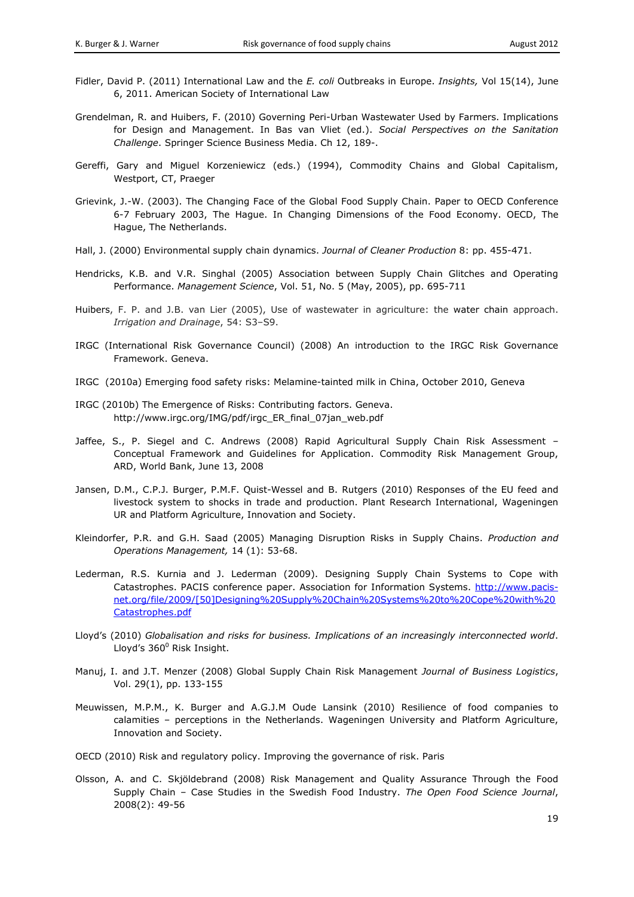Fidler, David P. (2011) International Law and the *E. coli* Outbreaks in Europe. *Insights,* Vol 15(14), June 6, 2011. American Society of International Law

Grendelman, R. and Huibers, F. (2010) Governing Peri-Urban Wastewater Used by Farmers. Implications for Design and Management. In Bas van Vliet (ed.). *Social Perspectives on the Sanitation Challenge*. Springer Science Business Media. Ch 12, 189-.

Gereffi, Gary and Miguel Korzeniewicz (eds.) (1994), Commodity Chains and Global Capitalism, Westport, CT, Praeger

Grievink, J.-W. (2003). The Changing Face of the Global Food Supply Chain. Paper to OECD Conference 6-7 February 2003, The Hague. In Changing Dimensions of the Food Economy. OECD, The Hague, The Netherlands.

Hall, J. (2000) Environmental supply chain dynamics. *Journal of Cleaner Production* 8: pp. 455-471.

Hendricks, K.B. and V.R. Singhal (2005) Association between Supply Chain Glitches and Operating Performance. *Management Science*, Vol. 51, No. 5 (May, 2005), pp. 695-711

Huibers, F. P. and J.B. van Lier (2005), Use of wastewater in agriculture: the water chain approach. *Irrigation and Drainage*, 54: S3–S9.

IRGC (International Risk Governance Council) (2008) An introduction to the IRGC Risk Governance Framework. Geneva.

IRGC (2010a) Emerging food safety risks: Melamine-tainted milk in China, October 2010, Geneva

IRGC (2010b) The Emergence of Risks: Contributing factors. Geneva. http://www.irgc.org/IMG/pdf/irgc_ER_final_07jan_web.pdf

Jaffee, S., P. Siegel and C. Andrews (2008) Rapid Agricultural Supply Chain Risk Assessment – Conceptual Framework and Guidelines for Application. Commodity Risk Management Group, ARD, World Bank, June 13, 2008

Jansen, D.M., C.P.J. Burger, P.M.F. Quist-Wessel and B. Rutgers (2010) Responses of the EU feed and livestock system to shocks in trade and production. Plant Research International, Wageningen UR and Platform Agriculture, Innovation and Society.

Kleindorfer, P.R. and G.H. Saad (2005) Managing Disruption Risks in Supply Chains. *Production and Operations Management,* 14 (1): 53-68.

Lederman, R.S. Kurnia and J. Lederman (2009). Designing Supply Chain Systems to Cope with Catastrophes. PACIS conference paper. Association for Information Systems. http://www.pacis-net.org/file/2009/[50]Designing%20Supply%20Chain%20Systems%20to%20Cope%20with%20Catastrophes.pdf

Lloyd's (2010) *Globalisation and risks for business. Implications of an increasingly interconnected world*. Lloyd's 360$^0$ Risk Insight.

Manuj, I. and J.T. Menzer (2008) Global Supply Chain Risk Management *Journal of Business Logistics*, Vol. 29(1), pp. 133-155

Meuwissen, M.P.M., K. Burger and A.G.J.M Oude Lansink (2010) Resilience of food companies to calamities – perceptions in the Netherlands. Wageningen University and Platform Agriculture, Innovation and Society.

OECD (2010) Risk and regulatory policy. Improving the governance of risk. Paris

Olsson, A. and C. Skjöldebrand (2008) Risk Management and Quality Assurance Through the Food Supply Chain – Case Studies in the Swedish Food Industry. *The Open Food Science Journal*, 2008(2): 49-56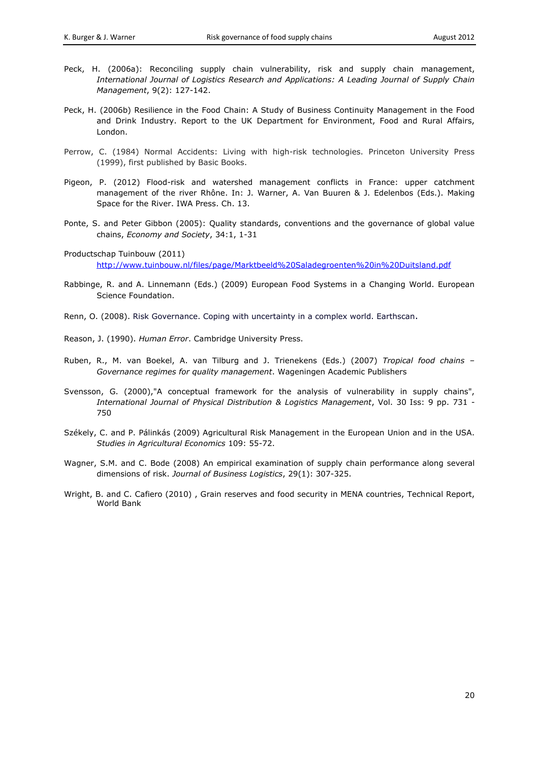Peck, H. (2006a): Reconciling supply chain vulnerability, risk and supply chain management, *International Journal of Logistics Research and Applications: A Leading Journal of Supply Chain Management*, 9(2): 127-142.

Peck, H. (2006b) Resilience in the Food Chain: A Study of Business Continuity Management in the Food and Drink Industry. Report to the UK Department for Environment, Food and Rural Affairs, London.

Perrow, C. (1984) Normal Accidents: Living with high-risk technologies. Princeton University Press (1999), first published by Basic Books.

Pigeon, P. (2012) Flood-risk and watershed management conflicts in France: upper catchment management of the river Rhône. In: J. Warner, A. Van Buuren & J. Edelenbos (Eds.). Making Space for the River. IWA Press. Ch. 13.

Ponte, S. and Peter Gibbon (2005): Quality standards, conventions and the governance of global value chains, *Economy and Society*, 34:1, 1-31

Productschap Tuinbouw (2011) http://www.tuinbouw.nl/files/page/Marktbeeld%20Saladegroenten%20in%20Duitsland.pdf

Rabbinge, R. and A. Linnemann (Eds.) (2009) European Food Systems in a Changing World. European Science Foundation.

Renn, O. (2008). Risk Governance. Coping with uncertainty in a complex world. Earthscan.

Reason, J. (1990). *Human Error*. Cambridge University Press.

Ruben, R., M. van Boekel, A. van Tilburg and J. Trienekens (Eds.) (2007) *Tropical food chains – Governance regimes for quality management*. Wageningen Academic Publishers

Svensson, G. (2000),"A conceptual framework for the analysis of vulnerability in supply chains", *International Journal of Physical Distribution & Logistics Management*, Vol. 30 Iss: 9 pp. 731 - 750

Székely, C. and P. Pálinkás (2009) Agricultural Risk Management in the European Union and in the USA. *Studies in Agricultural Economics* 109: 55-72.

Wagner, S.M. and C. Bode (2008) An empirical examination of supply chain performance along several dimensions of risk. *Journal of Business Logistics*, 29(1): 307-325.

Wright, B. and C. Cafiero (2010) , Grain reserves and food security in MENA countries, Technical Report, World Bank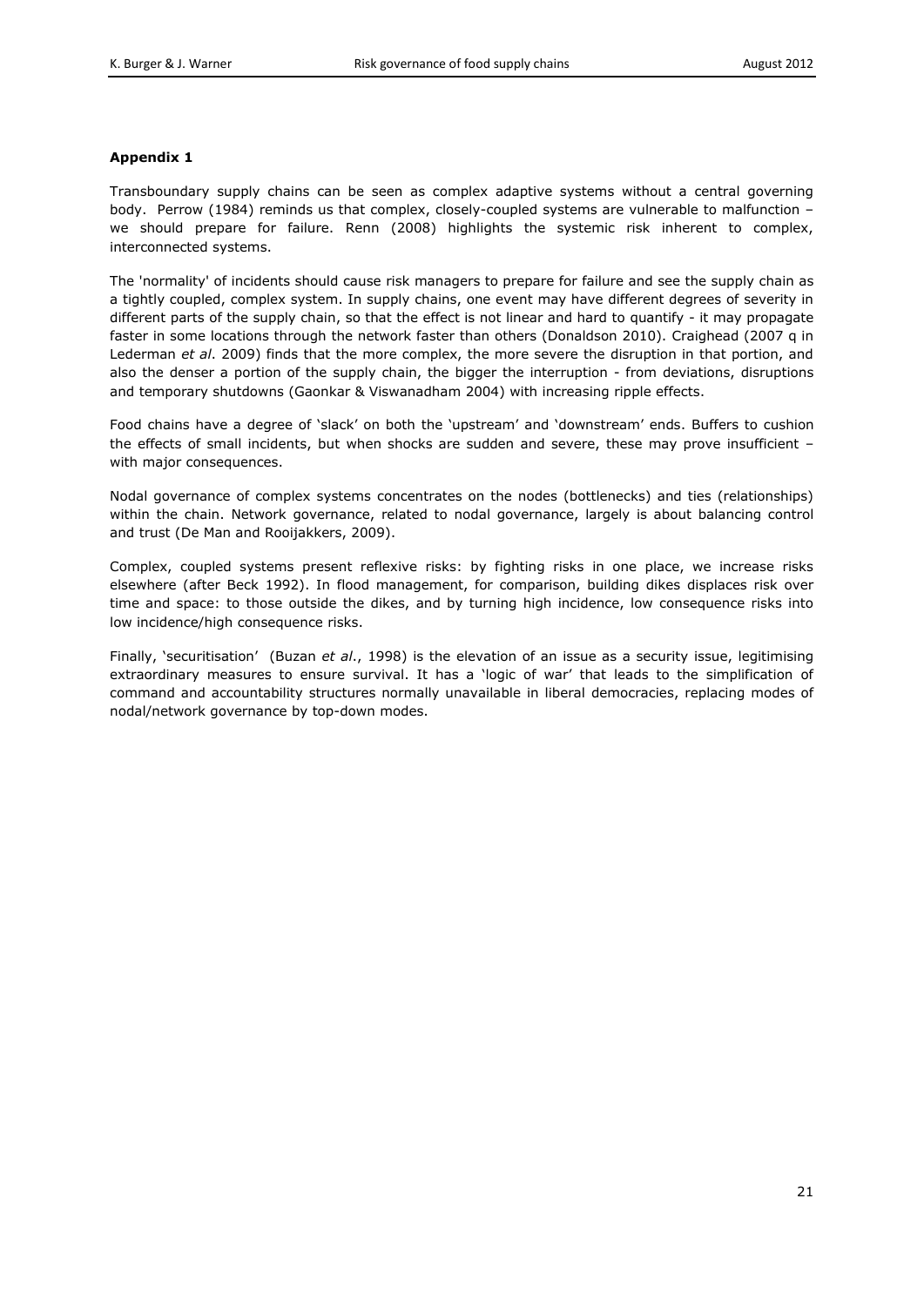**Appendix 1**

Transboundary supply chains can be seen as complex adaptive systems without a central governing body. Perrow (1984) reminds us that complex, closely-coupled systems are vulnerable to malfunction – we should prepare for failure. Renn (2008) highlights the systemic risk inherent to complex, interconnected systems.

The 'normality' of incidents should cause risk managers to prepare for failure and see the supply chain as a tightly coupled, complex system. In supply chains, one event may have different degrees of severity in different parts of the supply chain, so that the effect is not linear and hard to quantify - it may propagate faster in some locations through the network faster than others (Donaldson 2010). Craighead (2007 q in Lederman *et al*. 2009) finds that the more complex, the more severe the disruption in that portion, and also the denser a portion of the supply chain, the bigger the interruption - from deviations, disruptions and temporary shutdowns (Gaonkar & Viswanadham 2004) with increasing ripple effects.

Food chains have a degree of 'slack' on both the 'upstream' and 'downstream' ends. Buffers to cushion the effects of small incidents, but when shocks are sudden and severe, these may prove insufficient – with major consequences.

Nodal governance of complex systems concentrates on the nodes (bottlenecks) and ties (relationships) within the chain. Network governance, related to nodal governance, largely is about balancing control and trust (De Man and Rooijakkers, 2009).

Complex, coupled systems present reflexive risks: by fighting risks in one place, we increase risks elsewhere (after Beck 1992). In flood management, for comparison, building dikes displaces risk over time and space: to those outside the dikes, and by turning high incidence, low consequence risks into low incidence/high consequence risks.

Finally, 'securitisation' (Buzan *et al*., 1998) is the elevation of an issue as a security issue, legitimising extraordinary measures to ensure survival. It has a 'logic of war' that leads to the simplification of command and accountability structures normally unavailable in liberal democracies, replacing modes of nodal/network governance by top-down modes.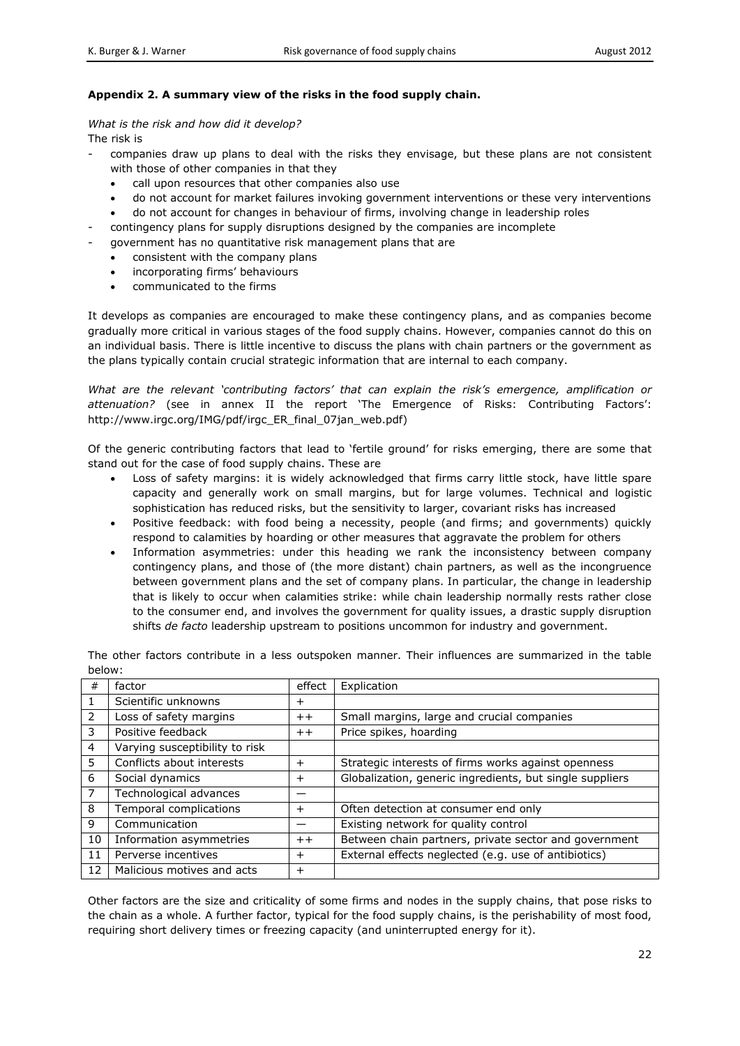## Appendix 2. A summary view of the risks in the food supply chain.

*What is the risk and how did it develop?*

The risk is

- companies draw up plans to deal with the risks they envisage, but these plans are not consistent with those of other companies in that they
    - call upon resources that other companies also use
    - do not account for market failures invoking government interventions or these very interventions
    - do not account for changes in behaviour of firms, involving change in leadership roles
- contingency plans for supply disruptions designed by the companies are incomplete
- government has no quantitative risk management plans that are
    - consistent with the company plans
    - incorporating firms' behaviours
    - communicated to the firms

It develops as companies are encouraged to make these contingency plans, and as companies become gradually more critical in various stages of the food supply chains. However, companies cannot do this on an individual basis. There is little incentive to discuss the plans with chain partners or the government as the plans typically contain crucial strategic information that are internal to each company.

*What are the relevant 'contributing factors' that can explain the risk's emergence, amplification or attenuation?* (see in annex II the report 'The Emergence of Risks: Contributing Factors': http://www.irgc.org/IMG/pdf/irgc_ER_final_07jan_web.pdf)

Of the generic contributing factors that lead to 'fertile ground' for risks emerging, there are some that stand out for the case of food supply chains. These are

- Loss of safety margins: it is widely acknowledged that firms carry little stock, have little spare capacity and generally work on small margins, but for large volumes. Technical and logistic sophistication has reduced risks, but the sensitivity to larger, covariant risks has increased
- Positive feedback: with food being a necessity, people (and firms; and governments) quickly respond to calamities by hoarding or other measures that aggravate the problem for others
- Information asymmetries: under this heading we rank the inconsistency between company contingency plans, and those of (the more distant) chain partners, as well as the incongruence between government plans and the set of company plans. In particular, the change in leadership that is likely to occur when calamities strike: while chain leadership normally rests rather close to the consumer end, and involves the government for quality issues, a drastic supply disruption shifts *de facto* leadership upstream to positions uncommon for industry and government.

The other factors contribute in a less outspoken manner. Their influences are summarized in the table below:

| # | factor | effect | Explication |
|---|---|---|---|
| 1 | Scientific unknowns | + | |
| 2 | Loss of safety margins | ++ | Small margins, large and crucial companies |
| 3 | Positive feedback | ++ | Price spikes, hoarding |
| 4 | Varying susceptibility to risk | | |
| 5 | Conflicts about interests | + | Strategic interests of firms works against openness |
| 6 | Social dynamics | + | Globalization, generic ingredients, but single suppliers |
| 7 | Technological advances | — | |
| 8 | Temporal complications | + | Often detection at consumer end only |
| 9 | Communication | — | Existing network for quality control |
| 10 | Information asymmetries | ++ | Between chain partners, private sector and government |
| 11 | Perverse incentives | + | External effects neglected (e.g. use of antibiotics) |
| 12 | Malicious motives and acts | + | |

Other factors are the size and criticality of some firms and nodes in the supply chains, that pose risks to the chain as a whole. A further factor, typical for the food supply chains, is the perishability of most food, requiring short delivery times or freezing capacity (and uninterrupted energy for it).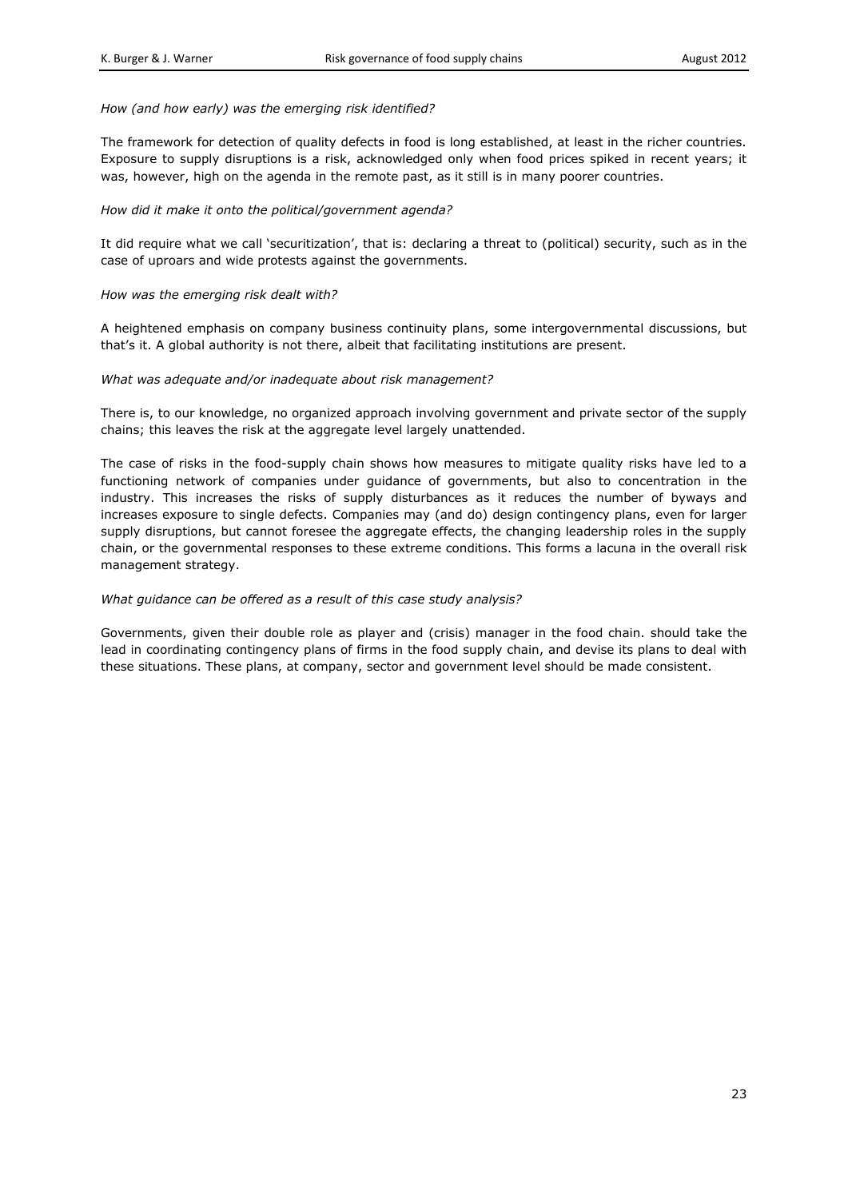*How (and how early) was the emerging risk identified?*

The framework for detection of quality defects in food is long established, at least in the richer countries. Exposure to supply disruptions is a risk, acknowledged only when food prices spiked in recent years; it was, however, high on the agenda in the remote past, as it still is in many poorer countries.

*How did it make it onto the political/government agenda?*

It did require what we call 'securitization', that is: declaring a threat to (political) security, such as in the case of uproars and wide protests against the governments.

*How was the emerging risk dealt with?*

A heightened emphasis on company business continuity plans, some intergovernmental discussions, but that's it. A global authority is not there, albeit that facilitating institutions are present.

*What was adequate and/or inadequate about risk management?*

There is, to our knowledge, no organized approach involving government and private sector of the supply chains; this leaves the risk at the aggregate level largely unattended.

The case of risks in the food-supply chain shows how measures to mitigate quality risks have led to a functioning network of companies under guidance of governments, but also to concentration in the industry. This increases the risks of supply disturbances as it reduces the number of byways and increases exposure to single defects. Companies may (and do) design contingency plans, even for larger supply disruptions, but cannot foresee the aggregate effects, the changing leadership roles in the supply chain, or the governmental responses to these extreme conditions. This forms a lacuna in the overall risk management strategy.

*What guidance can be offered as a result of this case study analysis?*

Governments, given their double role as player and (crisis) manager in the food chain. should take the lead in coordinating contingency plans of firms in the food supply chain, and devise its plans to deal with these situations. These plans, at company, sector and government level should be made consistent.